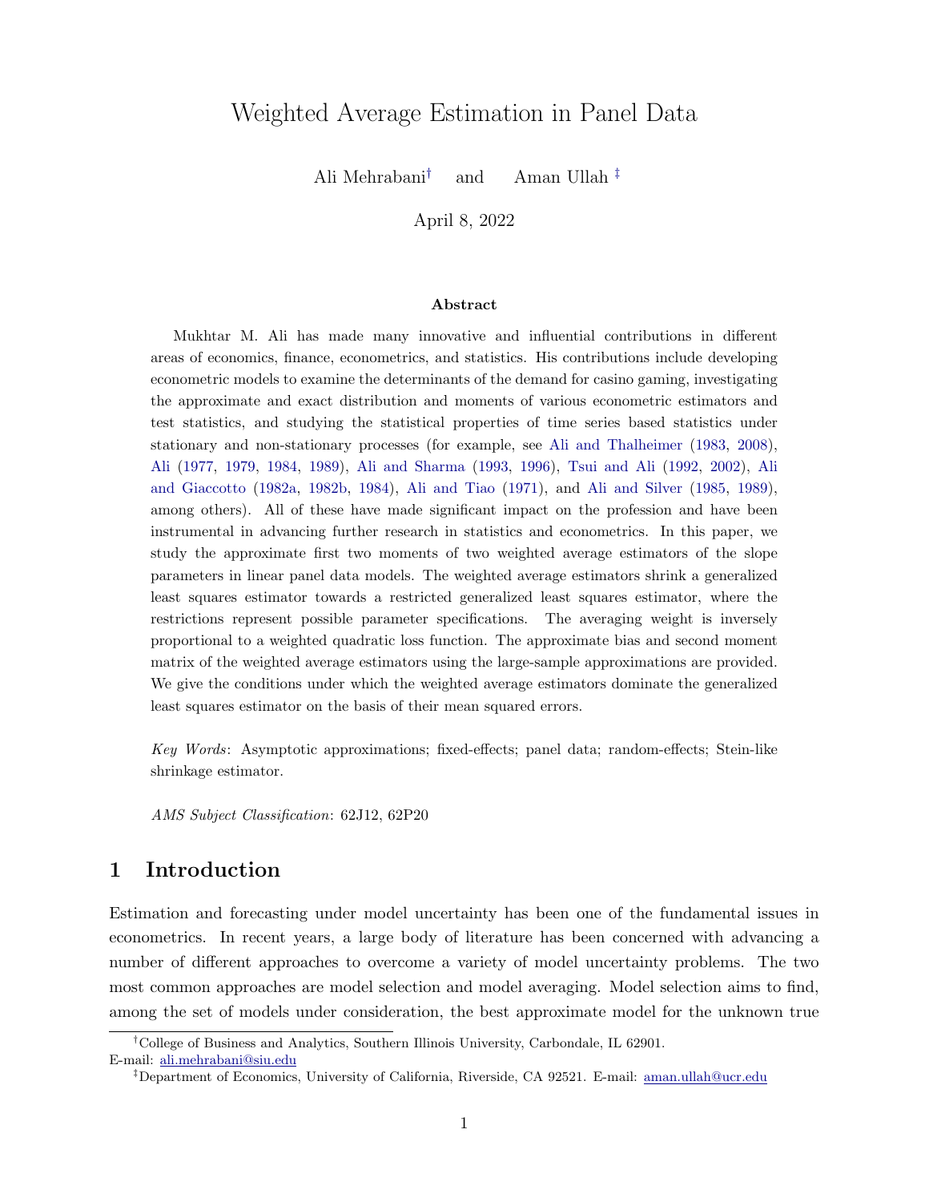# Weighted Average Estimation in Panel Data

Ali Mehrabani[†] and Aman Ullah[‡]

April 8, 2022

### Abstract

Mukhtar M. Ali has made many innovative and influential contributions in different areas of economics, finance, econometrics, and statistics. His contributions include developing econometric models to examine the determinants of the demand for casino gaming, investigating the approximate and exact distribution and moments of various econometric estimators and test statistics, and studying the statistical properties of time series based statistics under stationary and non-stationary processes (for example, see Ali and Thalheimer (1983, 2008), Ali (1977, 1979, 1984, 1989), Ali and Sharma (1993, 1996), Tsui and Ali (1992, 2002), Ali and Giaccotto (1982a, 1982b, 1984), Ali and Tiao (1971), and Ali and Silver (1985, 1989), among others). All of these have made significant impact on the profession and have been instrumental in advancing further research in statistics and econometrics. In this paper, we study the approximate first two moments of two weighted average estimators of the slope parameters in linear panel data models. The weighted average estimators shrink a generalized least squares estimator towards a restricted generalized least squares estimator, where the restrictions represent possible parameter specifications. The averaging weight is inversely proportional to a weighted quadratic loss function. The approximate bias and second moment matrix of the weighted average estimators using the large-sample approximations are provided. We give the conditions under which the weighted average estimators dominate the generalized least squares estimator on the basis of their mean squared errors.

*Key Words*: Asymptotic approximations; fixed-effects; panel data; random-effects; Stein-like shrinkage estimator.

*AMS Subject Classification*: 62J12, 62P20

## 1 Introduction

Estimation and forecasting under model uncertainty has been one of the fundamental issues in econometrics. In recent years, a large body of literature has been concerned with advancing a number of different approaches to overcome a variety of model uncertainty problems. The two most common approaches are model selection and model averaging. Model selection aims to find, among the set of models under consideration, the best approximate model for the unknown true

[†]College of Business and Analytics, Southern Illinois University, Carbondale, IL 62901. E-mail: ali.mehrabani@siu.edu

[‡]Department of Economics, University of California, Riverside, CA 92521. E-mail: aman.ullah@ucr.edu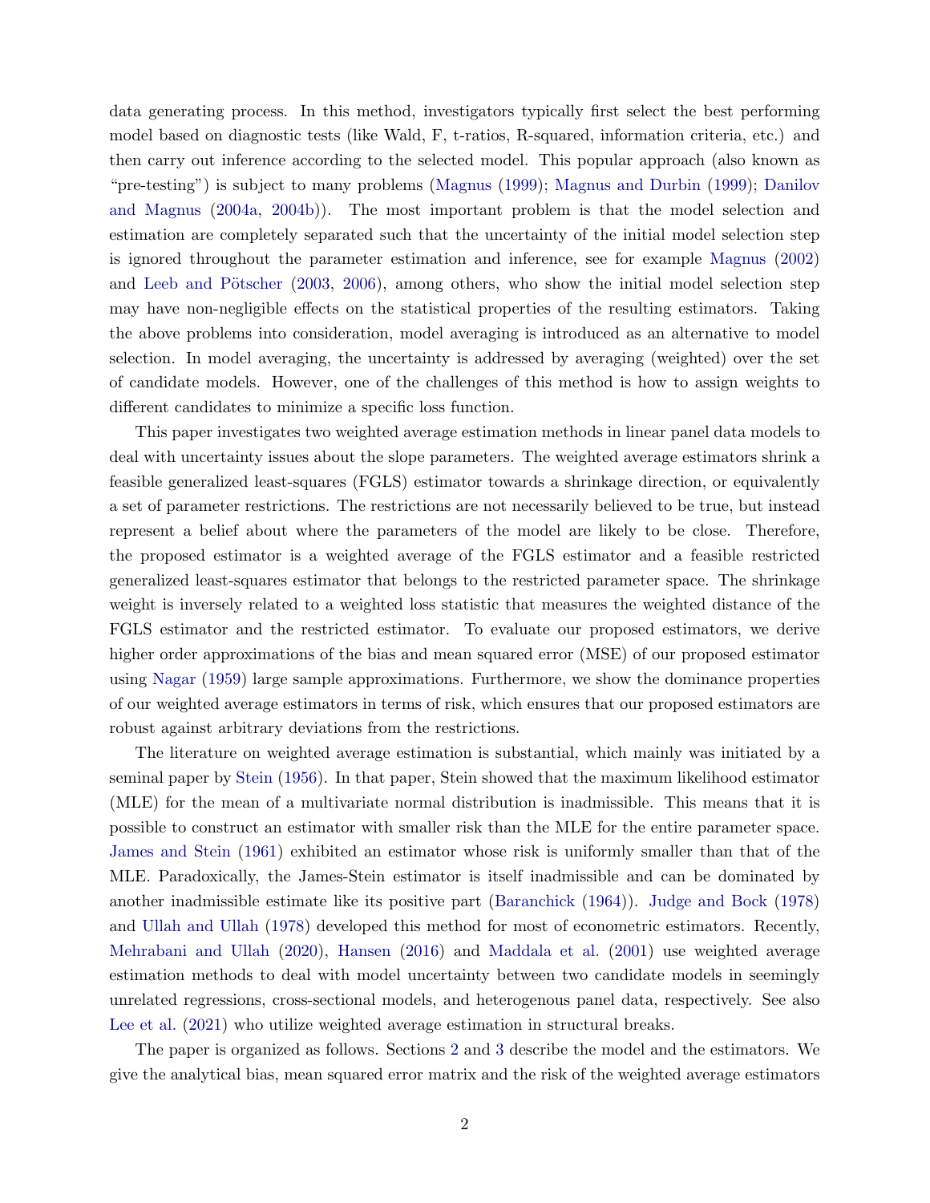data generating process. In this method, investigators typically first select the best performing model based on diagnostic tests (like Wald, F, t-ratios, R-squared, information criteria, etc.) and then carry out inference according to the selected model. This popular approach (also known as "pre-testing") is subject to many problems (Magnus (1999); Magnus and Durbin (1999); Danilov and Magnus (2004a, 2004b)). The most important problem is that the model selection and estimation are completely separated such that the uncertainty of the initial model selection step is ignored throughout the parameter estimation and inference, see for example Magnus (2002) and Leeb and Pötscher (2003, 2006), among others, who show the initial model selection step may have non-negligible effects on the statistical properties of the resulting estimators. Taking the above problems into consideration, model averaging is introduced as an alternative to model selection. In model averaging, the uncertainty is addressed by averaging (weighted) over the set of candidate models. However, one of the challenges of this method is how to assign weights to different candidates to minimize a specific loss function.

This paper investigates two weighted average estimation methods in linear panel data models to deal with uncertainty issues about the slope parameters. The weighted average estimators shrink a feasible generalized least-squares (FGLS) estimator towards a shrinkage direction, or equivalently a set of parameter restrictions. The restrictions are not necessarily believed to be true, but instead represent a belief about where the parameters of the model are likely to be close. Therefore, the proposed estimator is a weighted average of the FGLS estimator and a feasible restricted generalized least-squares estimator that belongs to the restricted parameter space. The shrinkage weight is inversely related to a weighted loss statistic that measures the weighted distance of the FGLS estimator and the restricted estimator. To evaluate our proposed estimators, we derive higher order approximations of the bias and mean squared error (MSE) of our proposed estimator using Nagar (1959) large sample approximations. Furthermore, we show the dominance properties of our weighted average estimators in terms of risk, which ensures that our proposed estimators are robust against arbitrary deviations from the restrictions.

The literature on weighted average estimation is substantial, which mainly was initiated by a seminal paper by Stein (1956). In that paper, Stein showed that the maximum likelihood estimator (MLE) for the mean of a multivariate normal distribution is inadmissible. This means that it is possible to construct an estimator with smaller risk than the MLE for the entire parameter space. James and Stein (1961) exhibited an estimator whose risk is uniformly smaller than that of the MLE. Paradoxically, the James-Stein estimator is itself inadmissible and can be dominated by another inadmissible estimate like its positive part (Baranchick (1964)). Judge and Bock (1978) and Ullah and Ullah (1978) developed this method for most of econometric estimators. Recently, Mehrabani and Ullah (2020), Hansen (2016) and Maddala et al. (2001) use weighted average estimation methods to deal with model uncertainty between two candidate models in seemingly unrelated regressions, cross-sectional models, and heterogenous panel data, respectively. See also Lee et al. (2021) who utilize weighted average estimation in structural breaks.

The paper is organized as follows. Sections 2 and 3 describe the model and the estimators. We give the analytical bias, mean squared error matrix and the risk of the weighted average estimators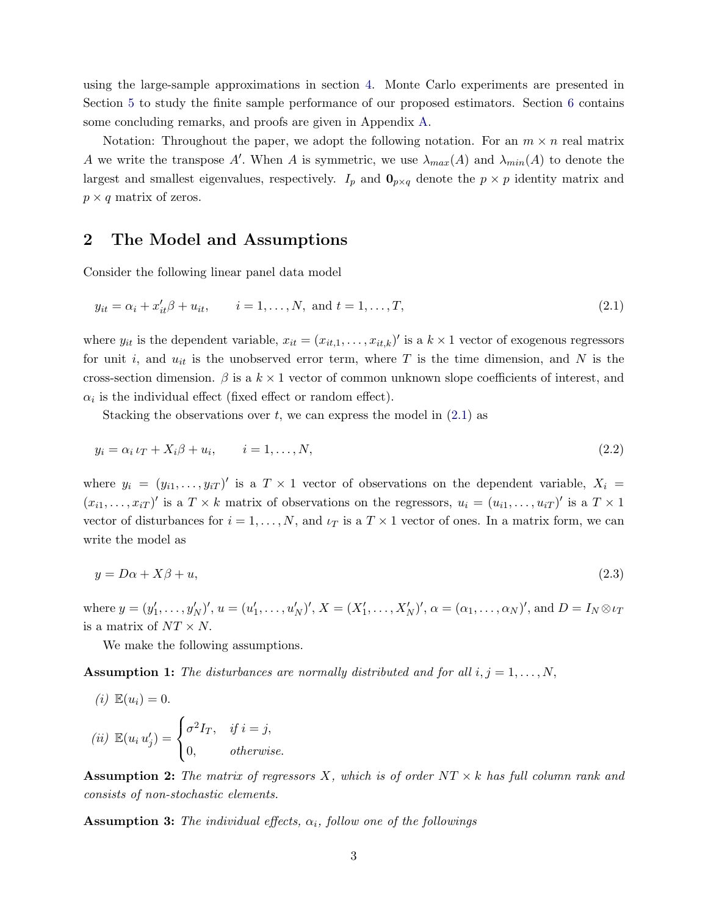using the large-sample approximations in section 4. Monte Carlo experiments are presented in Section 5 to study the finite sample performance of our proposed estimators. Section 6 contains some concluding remarks, and proofs are given in Appendix A.

Notation: Throughout the paper, we adopt the following notation. For an $m \times n$ real matrix $A$ we write the transpose $A'$. When $A$ is symmetric, we use $\lambda_{max}(A)$ and $\lambda_{min}(A)$ to denote the largest and smallest eigenvalues, respectively. $I_p$ and $\mathbf{0}_{p\times q}$ denote the $p \times p$ identity matrix and $p \times q$ matrix of zeros.

## 2 The Model and Assumptions

Consider the following linear panel data model

$$y_{it} = \alpha_i + x_{it}'\beta + u_{it}, \qquad i = 1, \ldots, N, \text{ and } t = 1, \ldots, T, \tag{2.1}$$

where $y_{it}$ is the dependent variable, $x_{it} = (x_{it,1}, \ldots, x_{it,k})'$ is a $k \times 1$ vector of exogenous regressors for unit $i$, and $u_{it}$ is the unobserved error term, where $T$ is the time dimension, and $N$ is the cross-section dimension. $\beta$ is a $k \times 1$ vector of common unknown slope coefficients of interest, and $\alpha_i$ is the individual effect (fixed effect or random effect).

Stacking the observations over $t$, we can express the model in (2.1) as

$$y_i = \alpha_i \iota_T + X_i\beta + u_i, \qquad i = 1, \ldots, N, \tag{2.2}$$

where $y_i = (y_{i1}, \ldots, y_{iT})'$ is a $T \times 1$ vector of observations on the dependent variable, $X_i = (x_{i1}, \ldots, x_{iT})'$ is a $T \times k$ matrix of observations on the regressors, $u_i = (u_{i1}, \ldots, u_{iT})'$ is a $T \times 1$ vector of disturbances for $i = 1, \ldots, N$, and $\iota_T$ is a $T \times 1$ vector of ones. In a matrix form, we can write the model as

$$y = D\alpha + X\beta + u, \tag{2.3}$$

where $y = (y_1', \ldots, y_N')'$, $u = (u_1', \ldots, u_N')'$, $X = (X_1', \ldots, X_N')'$, $\alpha = (\alpha_1, \ldots, \alpha_N)'$, and $D = I_N \otimes \iota_T$ is a matrix of $NT \times N$.

We make the following assumptions.

**Assumption 1:** *The disturbances are normally distributed and for all $i, j = 1, \ldots, N$,*

*(i)* $\mathbb{E}(u_i) = 0$.

*(ii)* $\mathbb{E}(u_i\, u_j') = \begin{cases} \sigma^2 I_T, & \text{if } i = j, \\ 0, & \text{otherwise.} \end{cases}$

**Assumption 2:** *The matrix of regressors $X$, which is of order $NT \times k$ has full column rank and consists of non-stochastic elements.*

**Assumption 3:** *The individual effects, $\alpha_i$, follow one of the followings*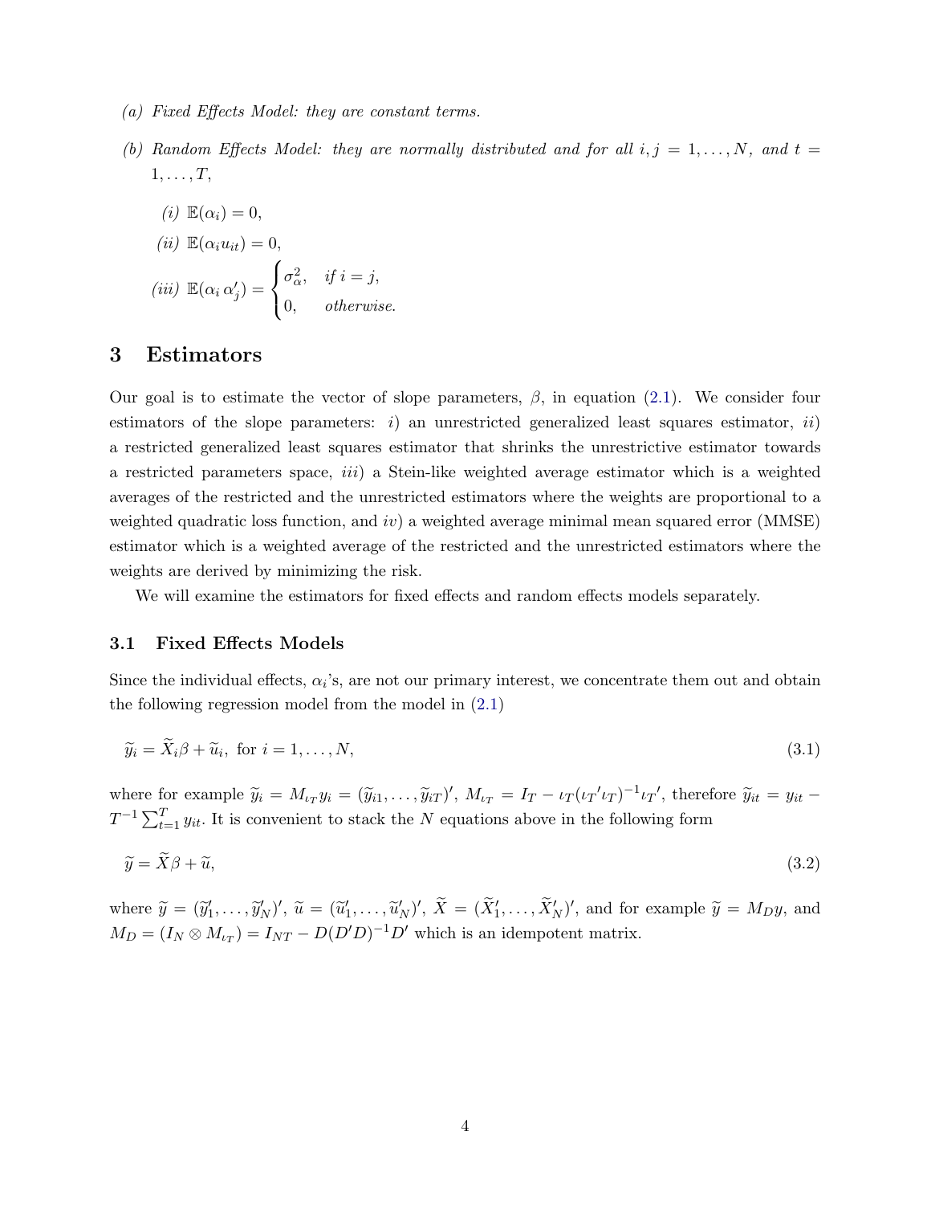*(a) Fixed Effects Model: they are constant terms.*

*(b) Random Effects Model: they are normally distributed and for all $i, j = 1, \ldots, N$, and $t = 1, \ldots, T$,*

*(i)* $\mathbb{E}(\alpha_i) = 0$,

*(ii)* $\mathbb{E}(\alpha_i u_{it}) = 0$,

*(iii)* $\mathbb{E}(\alpha_i \, \alpha_j') = \begin{cases} \sigma_\alpha^2, & \textit{if } i = j, \\ 0, & \textit{otherwise.} \end{cases}$

## 3 Estimators

Our goal is to estimate the vector of slope parameters, $\beta$, in equation (2.1). We consider four estimators of the slope parameters: *i*) an unrestricted generalized least squares estimator, *ii*) a restricted generalized least squares estimator that shrinks the unrestrictive estimator towards a restricted parameters space, *iii*) a Stein-like weighted average estimator which is a weighted averages of the restricted and the unrestricted estimators where the weights are proportional to a weighted quadratic loss function, and *iv*) a weighted average minimal mean squared error (MMSE) estimator which is a weighted average of the restricted and the unrestricted estimators where the weights are derived by minimizing the risk.

We will examine the estimators for fixed effects and random effects models separately.

### 3.1 Fixed Effects Models

Since the individual effects, $\alpha_i$'s, are not our primary interest, we concentrate them out and obtain the following regression model from the model in (2.1)

$$\widetilde{y}_i = \widetilde{X}_i \beta + \widetilde{u}_i, \text{ for } i = 1, \ldots, N, \tag{3.1}$$

where for example $\widetilde{y}_i = M_{\iota_T} y_i = (\widetilde{y}_{i1}, \ldots, \widetilde{y}_{iT})'$, $M_{\iota_T} = I_T - \iota_T ({\iota_T}' \iota_T)^{-1} {\iota_T}'$, therefore $\widetilde{y}_{it} = y_{it} - T^{-1} \sum_{t=1}^{T} y_{it}$. It is convenient to stack the $N$ equations above in the following form

$$\widetilde{y} = \widetilde{X} \beta + \widetilde{u}, \tag{3.2}$$

where $\widetilde{y} = (\widetilde{y}_1', \ldots, \widetilde{y}_N')'$, $\widetilde{u} = (\widetilde{u}_1', \ldots, \widetilde{u}_N')'$, $\widetilde{X} = (\widetilde{X}_1', \ldots, \widetilde{X}_N')'$, and for example $\widetilde{y} = M_D y$, and $M_D = (I_N \otimes M_{\iota_T}) = I_{NT} - D(D'D)^{-1} D'$ which is an idempotent matrix.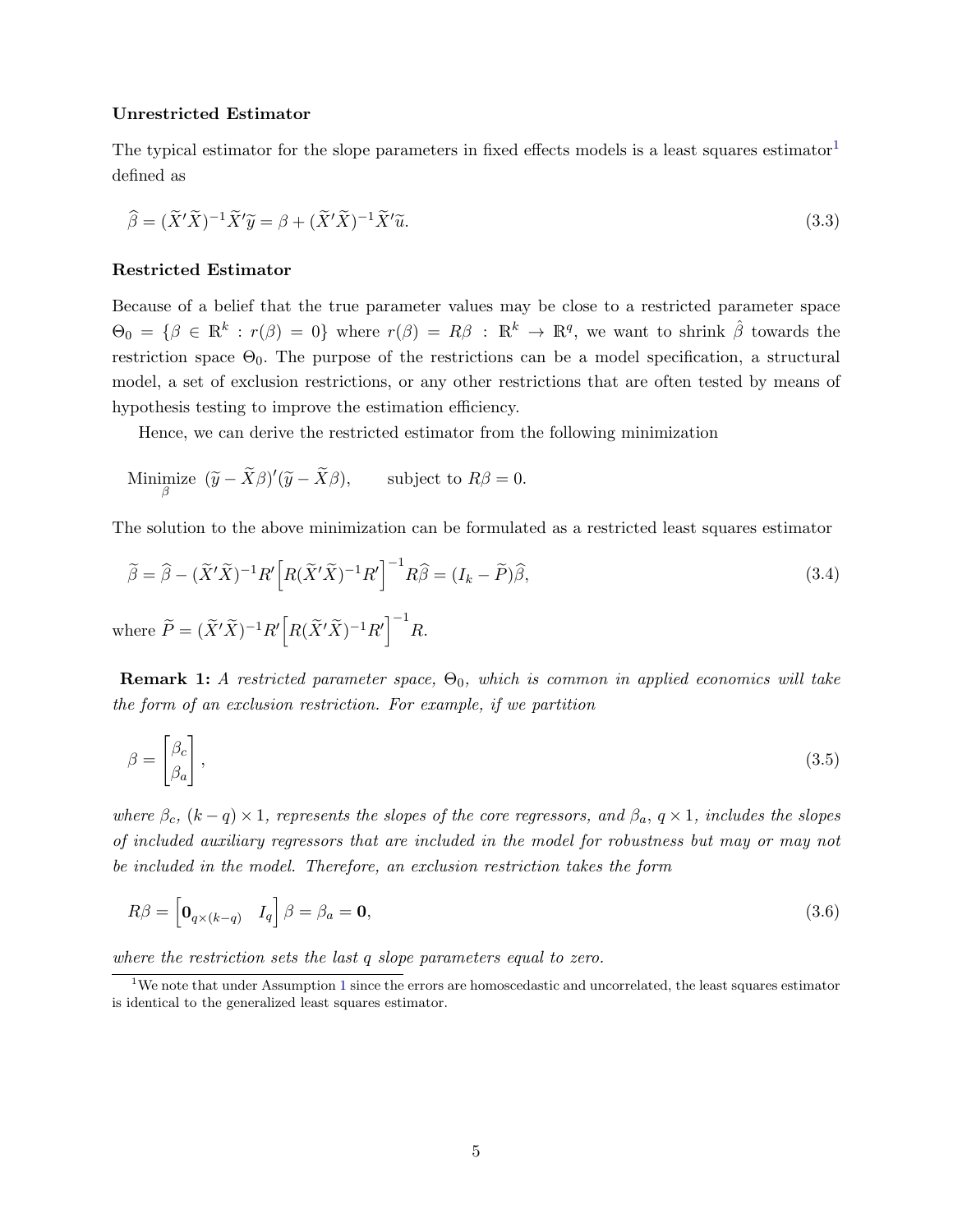**Unrestricted Estimator**

The typical estimator for the slope parameters in fixed effects models is a least squares estimator[1] defined as

$$\widehat{\beta} = (\widetilde{X}'\widetilde{X})^{-1}\widetilde{X}'\widetilde{y} = \beta + (\widetilde{X}'\widetilde{X})^{-1}\widetilde{X}'\widetilde{u}. \tag{3.3}$$

**Restricted Estimator**

Because of a belief that the true parameter values may be close to a restricted parameter space $\Theta_0 = \{\beta \in \mathbb{R}^k : r(\beta) = 0\}$ where $r(\beta) = R\beta : \mathbb{R}^k \to \mathbb{R}^q$, we want to shrink $\hat{\beta}$ towards the restriction space $\Theta_0$. The purpose of the restrictions can be a model specification, a structural model, a set of exclusion restrictions, or any other restrictions that are often tested by means of hypothesis testing to improve the estimation efficiency.

Hence, we can derive the restricted estimator from the following minimization

$$\underset{\beta}{\text{Minimize}} \ (\widetilde{y} - \widetilde{X}\beta)'(\widetilde{y} - \widetilde{X}\beta), \qquad \text{subject to } R\beta = 0.$$

The solution to the above minimization can be formulated as a restricted least squares estimator

$$\widetilde{\beta} = \widehat{\beta} - (\widetilde{X}'\widetilde{X})^{-1}R'\Big[R(\widetilde{X}'\widetilde{X})^{-1}R'\Big]^{-1}R\widehat{\beta} = (I_k - \widetilde{P})\widehat{\beta}, \tag{3.4}$$

where $\widetilde{P} = (\widetilde{X}'\widetilde{X})^{-1}R'\Big[R(\widetilde{X}'\widetilde{X})^{-1}R'\Big]^{-1}R$.

**Remark 1:** *A restricted parameter space, $\Theta_0$, which is common in applied economics will take the form of an exclusion restriction. For example, if we partition*

$$\beta = \begin{bmatrix} \beta_c \\ \beta_a \end{bmatrix}, \tag{3.5}$$

*where $\beta_c$, $(k-q)\times 1$, represents the slopes of the core regressors, and $\beta_a$, $q \times 1$, includes the slopes of included auxiliary regressors that are included in the model for robustness but may or may not be included in the model. Therefore, an exclusion restriction takes the form*

$$R\beta = \begin{bmatrix} \mathbf{0}_{q\times(k-q)} & I_q \end{bmatrix} \beta = \beta_a = \mathbf{0}, \tag{3.6}$$

*where the restriction sets the last $q$ slope parameters equal to zero.*

[1] We note that under Assumption 1 since the errors are homoscedastic and uncorrelated, the least squares estimator is identical to the generalized least squares estimator.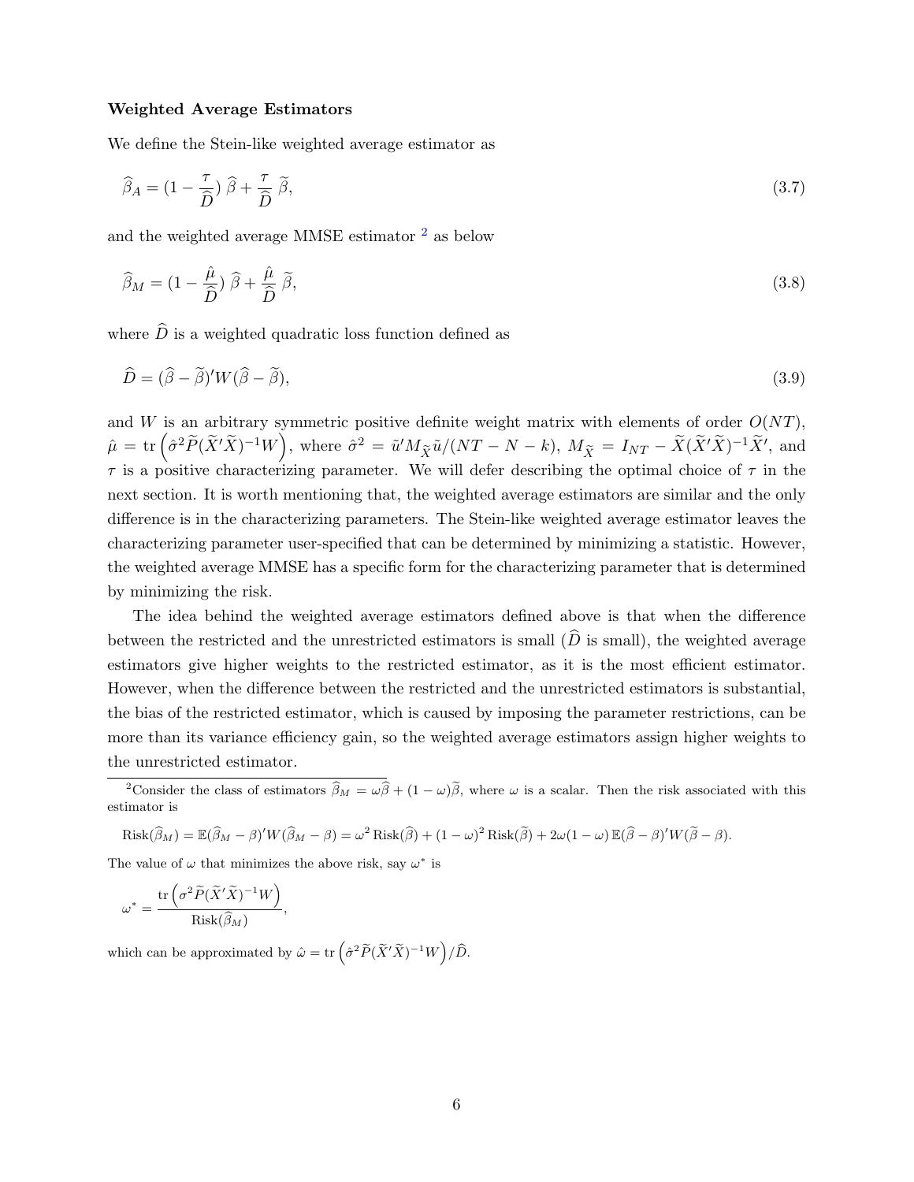**Weighted Average Estimators**

We define the Stein-like weighted average estimator as

$$\widehat{\beta}_A = (1 - \frac{\tau}{\widehat{D}})\, \widehat{\beta} + \frac{\tau}{\widehat{D}}\, \widetilde{\beta}, \tag{3.7}$$

and the weighted average MMSE estimator [2] as below

$$\widehat{\beta}_M = (1 - \frac{\hat{\mu}}{\widehat{D}})\, \widehat{\beta} + \frac{\hat{\mu}}{\widehat{D}}\, \widetilde{\beta}, \tag{3.8}$$

where $\widehat{D}$ is a weighted quadratic loss function defined as

$$\widehat{D} = (\widehat{\beta} - \widetilde{\beta})' W (\widehat{\beta} - \widetilde{\beta}), \tag{3.9}$$

and $W$ is an arbitrary symmetric positive definite weight matrix with elements of order $O(NT)$, $\hat{\mu} = \operatorname{tr}\left(\hat{\sigma}^2 \widetilde{P}(\widetilde{X}'\widetilde{X})^{-1} W\right)$, where $\hat{\sigma}^2 = \tilde{u}' M_{\widetilde{X}} \tilde{u}/(NT - N - k)$, $M_{\widetilde{X}} = I_{NT} - \widetilde{X}(\widetilde{X}'\widetilde{X})^{-1}\widetilde{X}'$, and $\tau$ is a positive characterizing parameter. We will defer describing the optimal choice of $\tau$ in the next section. It is worth mentioning that, the weighted average estimators are similar and the only difference is in the characterizing parameters. The Stein-like weighted average estimator leaves the characterizing parameter user-specified that can be determined by minimizing a statistic. However, the weighted average MMSE has a specific form for the characterizing parameter that is determined by minimizing the risk.

The idea behind the weighted average estimators defined above is that when the difference between the restricted and the unrestricted estimators is small ($\widehat{D}$ is small), the weighted average estimators give higher weights to the restricted estimator, as it is the most efficient estimator. However, when the difference between the restricted and the unrestricted estimators is substantial, the bias of the restricted estimator, which is caused by imposing the parameter restrictions, can be more than its variance efficiency gain, so the weighted average estimators assign higher weights to the unrestricted estimator.

---

[2] Consider the class of estimators $\widehat{\beta}_M = \omega\widehat{\beta} + (1 - \omega)\widetilde{\beta}$, where $\omega$ is a scalar. Then the risk associated with this estimator is

$$\operatorname{Risk}(\widehat{\beta}_M) = \mathbb{E}(\widehat{\beta}_M - \beta)' W (\widehat{\beta}_M - \beta) = \omega^2 \operatorname{Risk}(\widehat{\beta}) + (1 - \omega)^2 \operatorname{Risk}(\widetilde{\beta}) + 2\omega(1 - \omega)\, \mathbb{E}(\widehat{\beta} - \beta)' W (\widetilde{\beta} - \beta).$$

The value of $\omega$ that minimizes the above risk, say $\omega^*$ is

$$\omega^* = \frac{\operatorname{tr}\left(\sigma^2 \widetilde{P}(\widetilde{X}'\widetilde{X})^{-1} W\right)}{\operatorname{Risk}(\widehat{\beta}_M)},$$

which can be approximated by $\hat{\omega} = \operatorname{tr}\left(\hat{\sigma}^2 \widetilde{P}(\widetilde{X}'\widetilde{X})^{-1} W\right)/\widehat{D}$.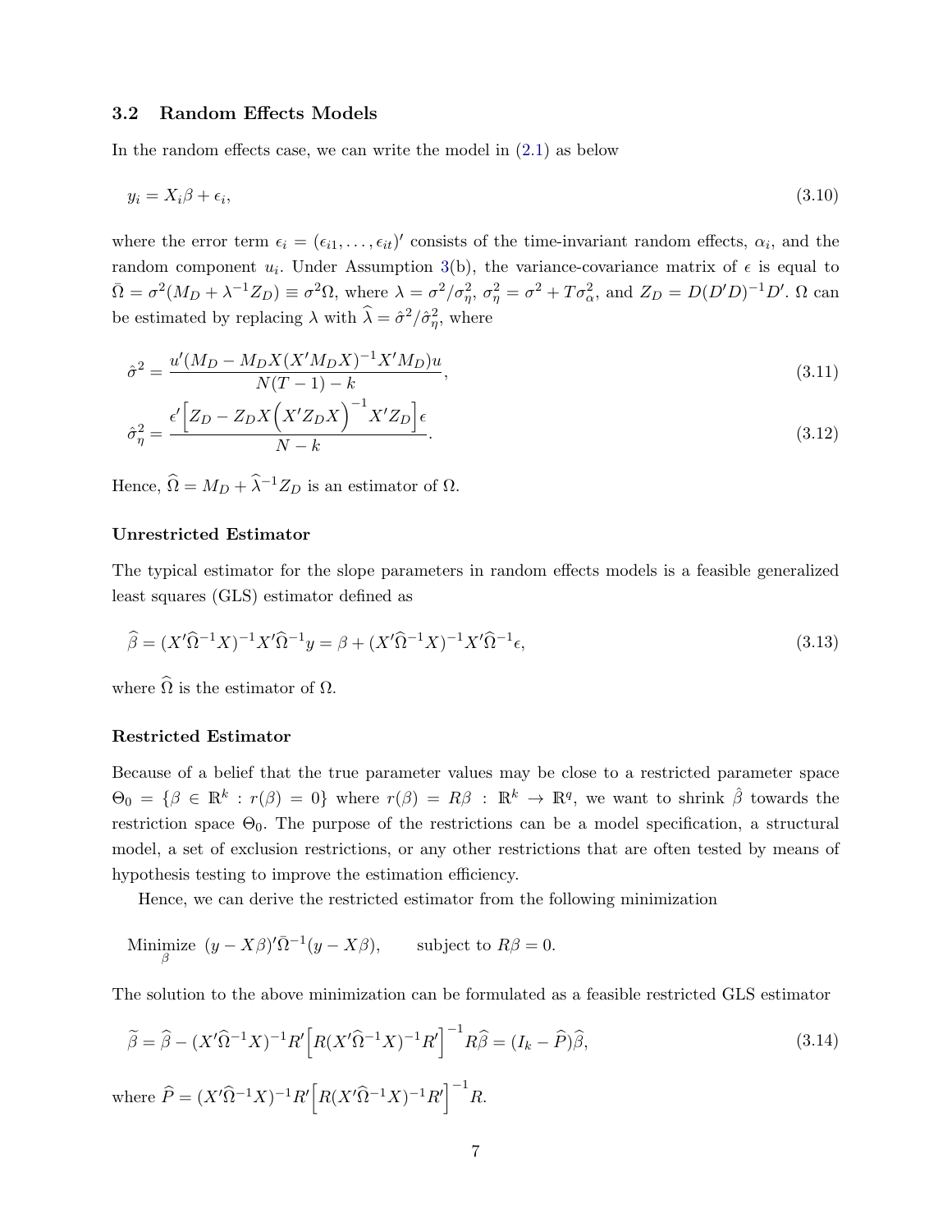### 3.2 Random Effects Models

In the random effects case, we can write the model in (2.1) as below

$$y_i = X_i\beta + \epsilon_i, \tag{3.10}$$

where the error term $\epsilon_i = (\epsilon_{i1}, \dots, \epsilon_{it})'$ consists of the time-invariant random effects, $\alpha_i$, and the random component $u_i$. Under Assumption 3(b), the variance-covariance matrix of $\epsilon$ is equal to $\bar{\Omega} = \sigma^2(M_D + \lambda^{-1}Z_D) \equiv \sigma^2\Omega$, where $\lambda = \sigma^2/\sigma_\eta^2$, $\sigma_\eta^2 = \sigma^2 + T\sigma_\alpha^2$, and $Z_D = D(D'D)^{-1}D'$. $\Omega$ can be estimated by replacing $\lambda$ with $\widehat{\lambda} = \hat{\sigma}^2/\hat{\sigma}_\eta^2$, where

$$\hat{\sigma}^2 = \frac{u'(M_D - M_D X(X'M_D X)^{-1}X'M_D)u}{N(T-1)-k}, \tag{3.11}$$

$$\hat{\sigma}_\eta^2 = \frac{\epsilon'\Big[Z_D - Z_D X\Big(X'Z_D X\Big)^{-1}X'Z_D\Big]\epsilon}{N-k}. \tag{3.12}$$

Hence, $\widehat{\Omega} = M_D + \widehat{\lambda}^{-1}Z_D$ is an estimator of $\Omega$.

**Unrestricted Estimator**

The typical estimator for the slope parameters in random effects models is a feasible generalized least squares (GLS) estimator defined as

$$\widehat{\beta} = (X'\widehat{\Omega}^{-1}X)^{-1}X'\widehat{\Omega}^{-1}y = \beta + (X'\widehat{\Omega}^{-1}X)^{-1}X'\widehat{\Omega}^{-1}\epsilon, \tag{3.13}$$

where $\widehat{\Omega}$ is the estimator of $\Omega$.

**Restricted Estimator**

Because of a belief that the true parameter values may be close to a restricted parameter space $\Theta_0 = \{\beta \in \mathbb{R}^k : r(\beta) = 0\}$ where $r(\beta) = R\beta : \mathbb{R}^k \to \mathbb{R}^q$, we want to shrink $\hat{\beta}$ towards the restriction space $\Theta_0$. The purpose of the restrictions can be a model specification, a structural model, a set of exclusion restrictions, or any other restrictions that are often tested by means of hypothesis testing to improve the estimation efficiency.

Hence, we can derive the restricted estimator from the following minimization

$$\underset{\beta}{\text{Minimize}}\ \ (y - X\beta)'\bar{\Omega}^{-1}(y - X\beta), \qquad \text{subject to } R\beta = 0.$$

The solution to the above minimization can be formulated as a feasible restricted GLS estimator

$$\widetilde{\beta} = \widehat{\beta} - (X'\widehat{\Omega}^{-1}X)^{-1}R'\Big[R(X'\widehat{\Omega}^{-1}X)^{-1}R'\Big]^{-1}R\widehat{\beta} = (I_k - \widehat{P})\widehat{\beta}, \tag{3.14}$$

where $\widehat{P} = (X'\widehat{\Omega}^{-1}X)^{-1}R'\Big[R(X'\widehat{\Omega}^{-1}X)^{-1}R'\Big]^{-1}R$.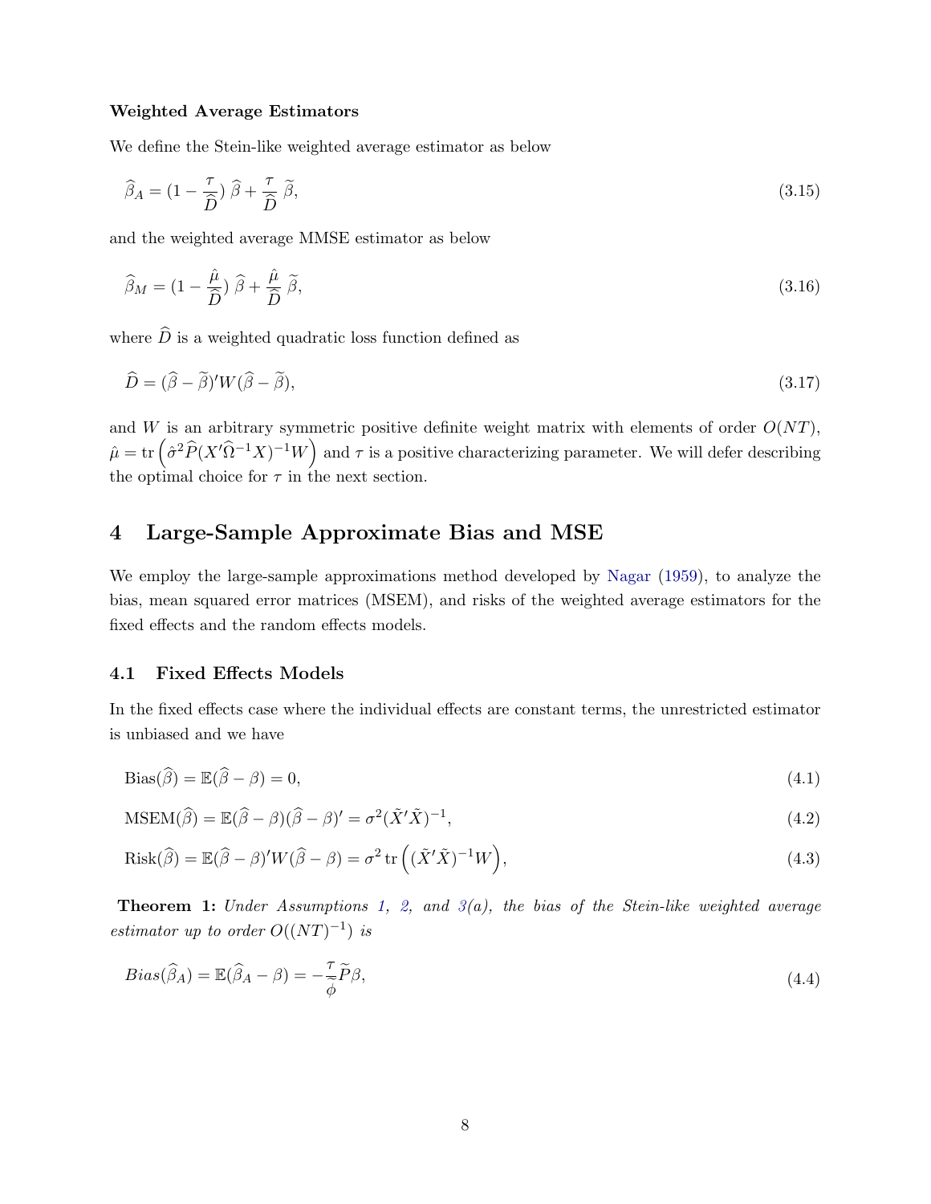**Weighted Average Estimators**

We define the Stein-like weighted average estimator as below

$$\widehat{\beta}_A = (1 - \frac{\tau}{\widehat{D}})\, \widehat{\beta} + \frac{\tau}{\widehat{D}}\, \widetilde{\beta}, \tag{3.15}$$

and the weighted average MMSE estimator as below

$$\widehat{\beta}_M = (1 - \frac{\hat{\mu}}{\widehat{D}})\, \widehat{\beta} + \frac{\hat{\mu}}{\widehat{D}}\, \widetilde{\beta}, \tag{3.16}$$

where $\widehat{D}$ is a weighted quadratic loss function defined as

$$\widehat{D} = (\widehat{\beta} - \widetilde{\beta})' W (\widehat{\beta} - \widetilde{\beta}), \tag{3.17}$$

and $W$ is an arbitrary symmetric positive definite weight matrix with elements of order $O(NT)$, $\hat{\mu} = \operatorname{tr}\left(\hat{\sigma}^2 \widehat{P}(X'\widehat{\Omega}^{-1}X)^{-1}W\right)$ and $\tau$ is a positive characterizing parameter. We will defer describing the optimal choice for $\tau$ in the next section.

# 4 Large-Sample Approximate Bias and MSE

We employ the large-sample approximations method developed by Nagar (1959), to analyze the bias, mean squared error matrices (MSEM), and risks of the weighted average estimators for the fixed effects and the random effects models.

## 4.1 Fixed Effects Models

In the fixed effects case where the individual effects are constant terms, the unrestricted estimator is unbiased and we have

$$\text{Bias}(\widehat{\beta}) = \mathbb{E}(\widehat{\beta} - \beta) = 0, \tag{4.1}$$

$$\text{MSEM}(\widehat{\beta}) = \mathbb{E}(\widehat{\beta} - \beta)(\widehat{\beta} - \beta)' = \sigma^2(\tilde{X}'\tilde{X})^{-1}, \tag{4.2}$$

$$\text{Risk}(\widehat{\beta}) = \mathbb{E}(\widehat{\beta} - \beta)' W (\widehat{\beta} - \beta) = \sigma^2 \operatorname{tr}\left((\tilde{X}'\tilde{X})^{-1}W\right), \tag{4.3}$$

**Theorem 1:** *Under Assumptions 1, 2, and 3(a), the bias of the Stein-like weighted average estimator up to order $O((NT)^{-1})$ is*

$$Bias(\widehat{\beta}_A) = \mathbb{E}(\widehat{\beta}_A - \beta) = -\frac{\tau}{\widetilde{\phi}} \widetilde{P} \beta, \tag{4.4}$$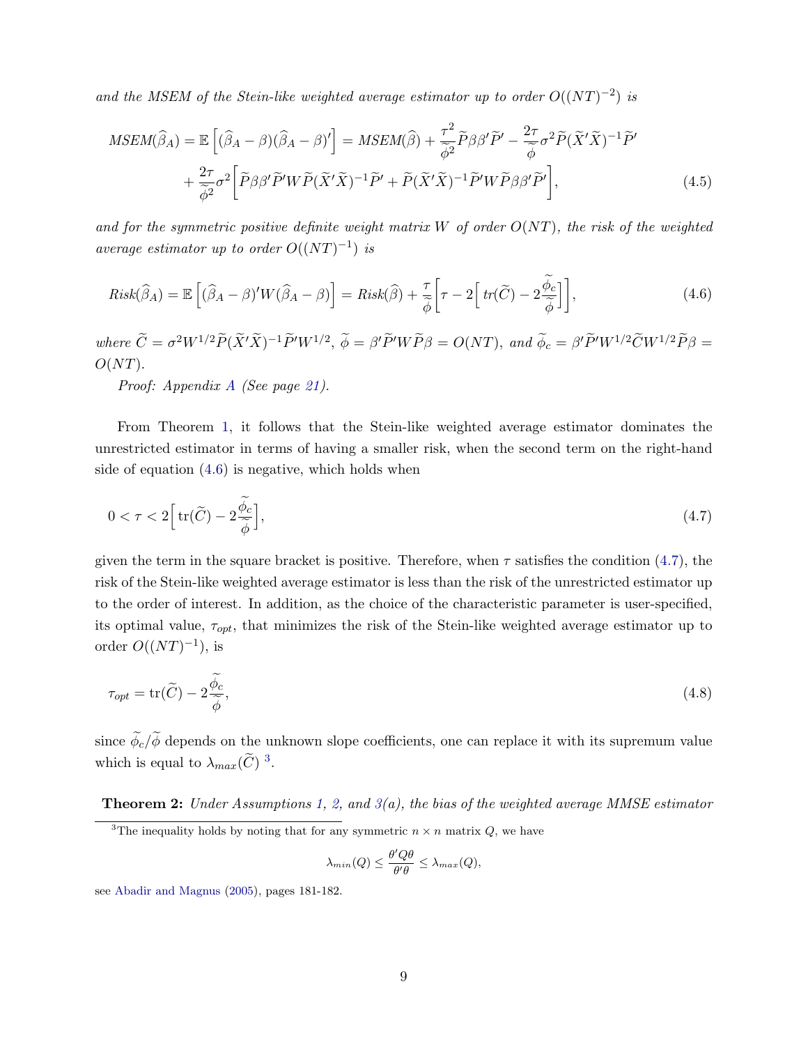*and the MSEM of the Stein-like weighted average estimator up to order $O((NT)^{-2})$ is*

$$
\begin{aligned}
MSEM(\widehat{\beta}_A) = \mathbb{E}\left[(\widehat{\beta}_A - \beta)(\widehat{\beta}_A - \beta)'\right] &= MSEM(\widehat{\beta}) + \frac{\tau^2}{\widetilde{\phi}^2}\widetilde{P}\beta\beta'\widetilde{P}' - \frac{2\tau}{\widetilde{\phi}}\sigma^2\widetilde{P}(\widetilde{X}'\widetilde{X})^{-1}\widetilde{P}' \\
&+ \frac{2\tau}{\widetilde{\phi}^2}\sigma^2\left[\widetilde{P}\beta\beta'\widetilde{P}'W\widetilde{P}(\widetilde{X}'\widetilde{X})^{-1}\widetilde{P}' + \widetilde{P}(\widetilde{X}'\widetilde{X})^{-1}\widetilde{P}'W\widetilde{P}\beta\beta'\widetilde{P}'\right], \qquad (4.5)
\end{aligned}
$$

*and for the symmetric positive definite weight matrix $W$ of order $O(NT)$, the risk of the weighted average estimator up to order $O((NT)^{-1})$ is*

$$
Risk(\widehat{\beta}_A) = \mathbb{E}\left[(\widehat{\beta}_A - \beta)'W(\widehat{\beta}_A - \beta)\right] = Risk(\widehat{\beta}) + \frac{\tau}{\widetilde{\phi}}\left[\tau - 2\left[tr(\widetilde{C}) - 2\frac{\widetilde{\phi}_c}{\widetilde{\phi}}\right]\right], \qquad (4.6)
$$

*where $\widetilde{C} = \sigma^2 W^{1/2}\widetilde{P}(\widetilde{X}'\widetilde{X})^{-1}\widetilde{P}'W^{1/2}$, $\widetilde{\phi} = \beta'\widetilde{P}'W\widetilde{P}\beta = O(NT)$, and $\widetilde{\phi}_c = \beta'\widetilde{P}'W^{1/2}\widetilde{C}W^{1/2}\widetilde{P}\beta = O(NT)$.*

*Proof: Appendix A (See page 21).*

From Theorem 1, it follows that the Stein-like weighted average estimator dominates the unrestricted estimator in terms of having a smaller risk, when the second term on the right-hand side of equation (4.6) is negative, which holds when

$$
0 < \tau < 2\left[\operatorname{tr}(\widetilde{C}) - 2\frac{\widetilde{\phi}_c}{\widetilde{\phi}}\right], \qquad (4.7)
$$

given the term in the square bracket is positive. Therefore, when $\tau$ satisfies the condition (4.7), the risk of the Stein-like weighted average estimator is less than the risk of the unrestricted estimator up to the order of interest. In addition, as the choice of the characteristic parameter is user-specified, its optimal value, $\tau_{opt}$, that minimizes the risk of the Stein-like weighted average estimator up to order $O((NT)^{-1})$, is

$$
\tau_{opt} = \operatorname{tr}(\widetilde{C}) - 2\frac{\widetilde{\phi}_c}{\widetilde{\phi}}, \qquad (4.8)
$$

since $\widetilde{\phi}_c/\widetilde{\phi}$ depends on the unknown slope coefficients, one can replace it with its supremum value which is equal to $\lambda_{max}(\widetilde{C})$ [3].

**Theorem 2:** *Under Assumptions 1, 2, and 3(a), the bias of the weighted average MMSE estimator*

[3] The inequality holds by noting that for any symmetric $n \times n$ matrix $Q$, we have

$$
\lambda_{min}(Q) \leq \frac{\theta'Q\theta}{\theta'\theta} \leq \lambda_{max}(Q),
$$

see Abadir and Magnus (2005), pages 181-182.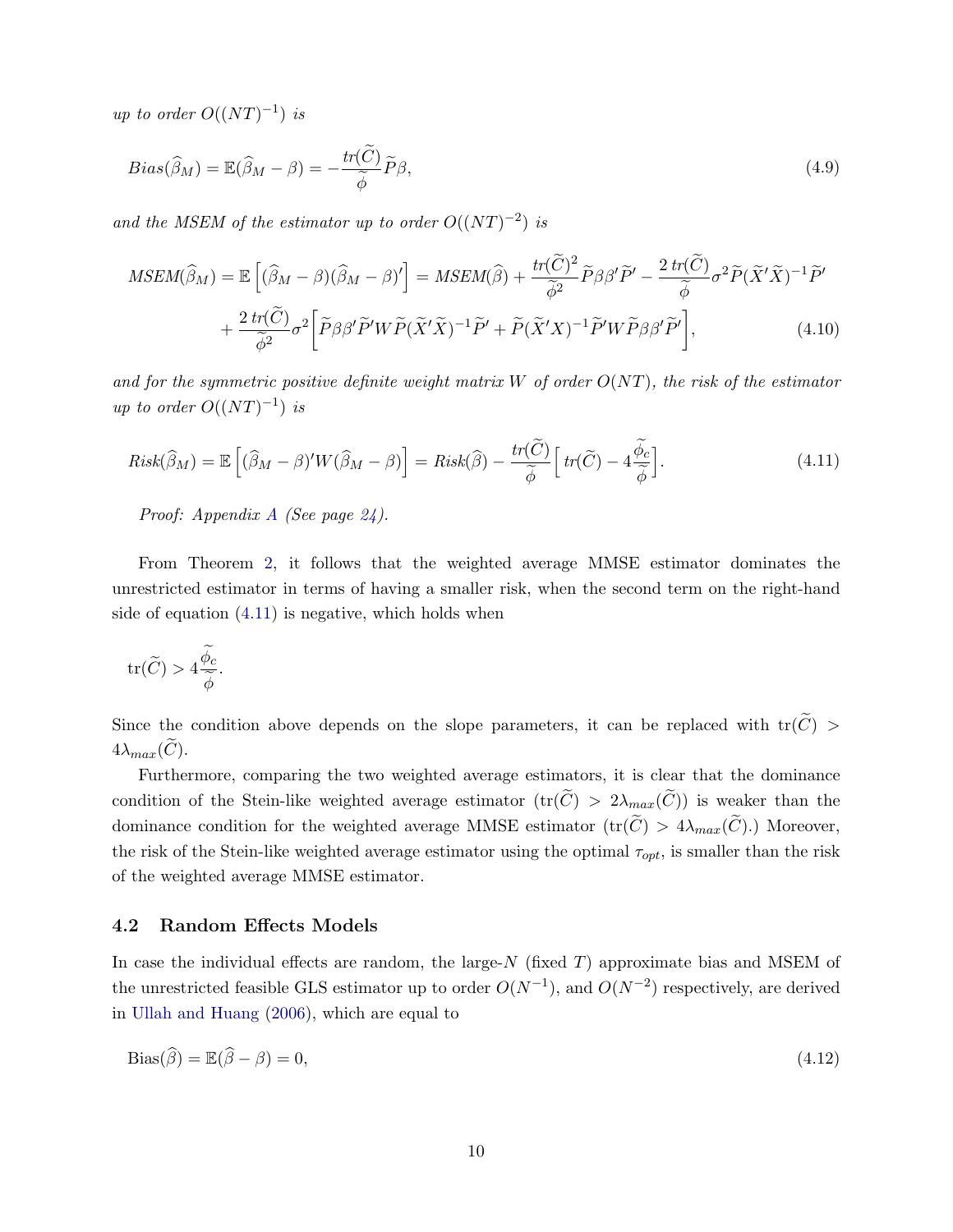*up to order $O((NT)^{-1})$ is*

$$Bias(\widehat{\beta}_M) = \mathbb{E}(\widehat{\beta}_M - \beta) = -\frac{tr(\widetilde{C})}{\widetilde{\phi}}\widetilde{P}\beta, \tag{4.9}$$

*and the MSEM of the estimator up to order $O((NT)^{-2})$ is*

$$\begin{aligned} MSEM(\widehat{\beta}_M) = \mathbb{E}\left[(\widehat{\beta}_M - \beta)(\widehat{\beta}_M - \beta)'\right] &= MSEM(\widehat{\beta}) + \frac{tr(\widetilde{C})^2}{\widetilde{\phi}^2}\widetilde{P}\beta\beta'\widetilde{P}' - \frac{2\,tr(\widetilde{C})}{\widetilde{\phi}}\sigma^2\widetilde{P}(\widetilde{X}'\widetilde{X})^{-1}\widetilde{P}' \\ &+ \frac{2\,tr(\widetilde{C})}{\widetilde{\phi}^2}\sigma^2\Big[\widetilde{P}\beta\beta'\widetilde{P}'W\widetilde{P}(\widetilde{X}'\widetilde{X})^{-1}\widetilde{P}' + \widetilde{P}(\widetilde{X}'X)^{-1}\widetilde{P}'W\widetilde{P}\beta\beta'\widetilde{P}'\Big], \end{aligned} \tag{4.10}$$

*and for the symmetric positive definite weight matrix $W$ of order $O(NT)$, the risk of the estimator up to order $O((NT)^{-1})$ is*

$$Risk(\widehat{\beta}_M) = \mathbb{E}\left[(\widehat{\beta}_M - \beta)'W(\widehat{\beta}_M - \beta)\right] = Risk(\widehat{\beta}) - \frac{tr(\widetilde{C})}{\widetilde{\phi}}\Big[\,tr(\widetilde{C}) - 4\frac{\widetilde{\phi}_c}{\widetilde{\phi}}\Big]. \tag{4.11}$$

*Proof: Appendix A (See page 24).*

From Theorem 2, it follows that the weighted average MMSE estimator dominates the unrestricted estimator in terms of having a smaller risk, when the second term on the right-hand side of equation (4.11) is negative, which holds when

$$\text{tr}(\widetilde{C}) > 4\frac{\widetilde{\phi}_c}{\widetilde{\phi}}.$$

Since the condition above depends on the slope parameters, it can be replaced with $\text{tr}(\widetilde{C}) > 4\lambda_{max}(\widetilde{C})$.

Furthermore, comparing the two weighted average estimators, it is clear that the dominance condition of the Stein-like weighted average estimator ($\text{tr}(\widetilde{C}) > 2\lambda_{max}(\widetilde{C})$) is weaker than the dominance condition for the weighted average MMSE estimator ($\text{tr}(\widetilde{C}) > 4\lambda_{max}(\widetilde{C})$.) Moreover, the risk of the Stein-like weighted average estimator using the optimal $\tau_{opt}$, is smaller than the risk of the weighted average MMSE estimator.

## 4.2 Random Effects Models

In case the individual effects are random, the large-$N$ (fixed $T$) approximate bias and MSEM of the unrestricted feasible GLS estimator up to order $O(N^{-1})$, and $O(N^{-2})$ respectively, are derived in Ullah and Huang (2006), which are equal to

$$\text{Bias}(\widehat{\beta}) = \mathbb{E}(\widehat{\beta} - \beta) = 0, \tag{4.12}$$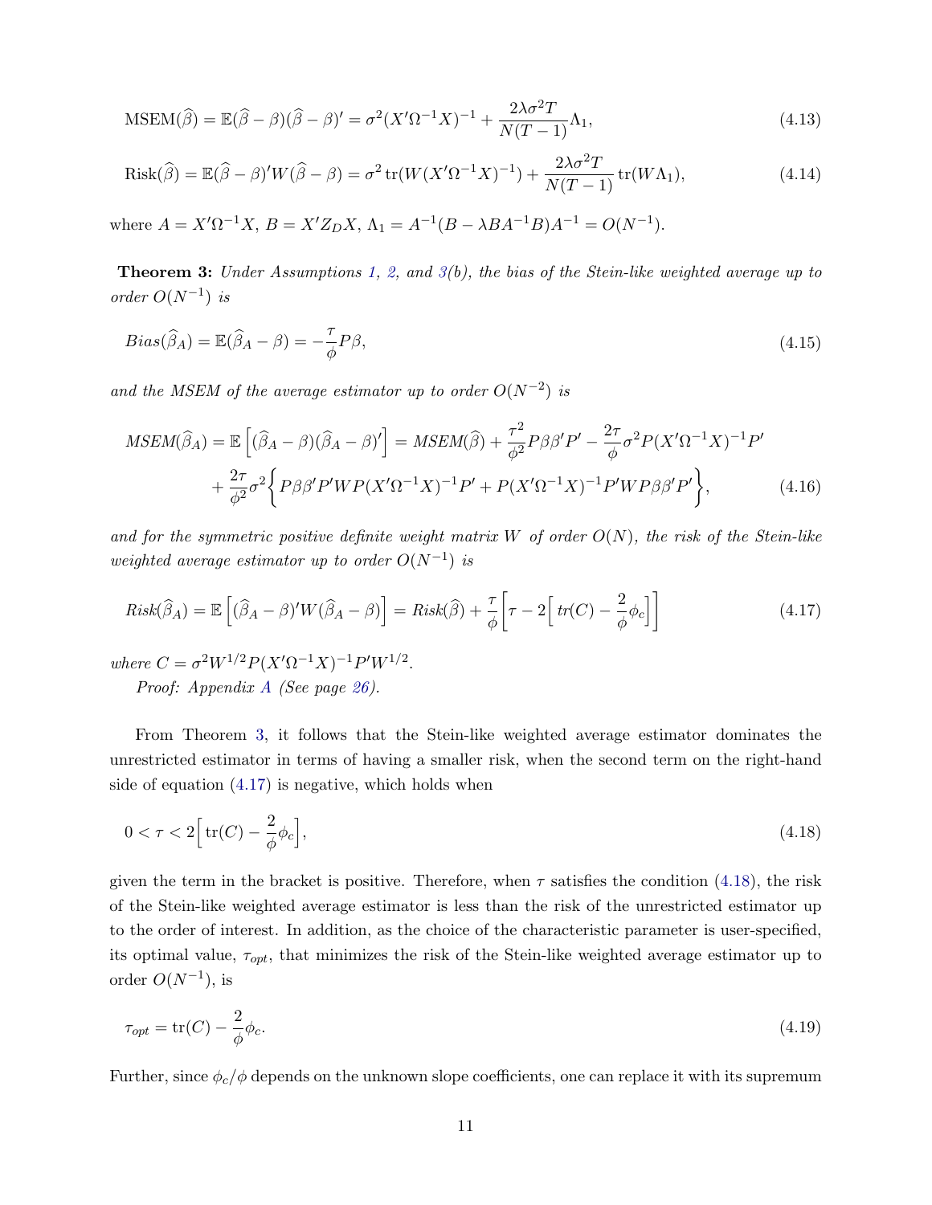$$\text{MSEM}(\widehat{\beta}) = \mathbb{E}(\widehat{\beta} - \beta)(\widehat{\beta} - \beta)' = \sigma^2 (X'\Omega^{-1}X)^{-1} + \frac{2\lambda\sigma^2 T}{N(T-1)}\Lambda_1, \tag{4.13}$$

$$\text{Risk}(\widehat{\beta}) = \mathbb{E}(\widehat{\beta} - \beta)'W(\widehat{\beta} - \beta) = \sigma^2 \,\text{tr}(W(X'\Omega^{-1}X)^{-1}) + \frac{2\lambda\sigma^2 T}{N(T-1)}\,\text{tr}(W\Lambda_1), \tag{4.14}$$

where $A = X'\Omega^{-1}X$, $B = X'Z_D X$, $\Lambda_1 = A^{-1}(B - \lambda BA^{-1}B)A^{-1} = O(N^{-1})$.

**Theorem 3:** *Under Assumptions 1, 2, and 3(b), the bias of the Stein-like weighted average up to order $O(N^{-1})$ is*

$$Bias(\widehat{\beta}_A) = \mathbb{E}(\widehat{\beta}_A - \beta) = -\frac{\tau}{\phi}P\beta, \tag{4.15}$$

*and the MSEM of the average estimator up to order $O(N^{-2})$ is*

$$\begin{aligned} MSEM(\widehat{\beta}_A) = \mathbb{E}\left[(\widehat{\beta}_A - \beta)(\widehat{\beta}_A - \beta)'\right] &= MSEM(\widehat{\beta}) + \frac{\tau^2}{\phi^2}P\beta\beta'P' - \frac{2\tau}{\phi}\sigma^2 P(X'\Omega^{-1}X)^{-1}P' \\ &+ \frac{2\tau}{\phi^2}\sigma^2\left\{P\beta\beta'P'WP(X'\Omega^{-1}X)^{-1}P' + P(X'\Omega^{-1}X)^{-1}P'WP\beta\beta'P'\right\}, \end{aligned} \tag{4.16}$$

*and for the symmetric positive definite weight matrix $W$ of order $O(N)$, the risk of the Stein-like weighted average estimator up to order $O(N^{-1})$ is*

$$Risk(\widehat{\beta}_A) = \mathbb{E}\left[(\widehat{\beta}_A - \beta)'W(\widehat{\beta}_A - \beta)\right] = Risk(\widehat{\beta}) + \frac{\tau}{\phi}\left[\tau - 2\left[\,tr(C) - \frac{2}{\phi}\phi_c\right]\right] \tag{4.17}$$

*where $C = \sigma^2 W^{1/2}P(X'\Omega^{-1}X)^{-1}P'W^{1/2}$.*

*Proof: Appendix A (See page 26).*

From Theorem 3, it follows that the Stein-like weighted average estimator dominates the unrestricted estimator in terms of having a smaller risk, when the second term on the right-hand side of equation (4.17) is negative, which holds when

$$0 < \tau < 2\left[\,\text{tr}(C) - \frac{2}{\phi}\phi_c\right], \tag{4.18}$$

given the term in the bracket is positive. Therefore, when $\tau$ satisfies the condition (4.18), the risk of the Stein-like weighted average estimator is less than the risk of the unrestricted estimator up to the order of interest. In addition, as the choice of the characteristic parameter is user-specified, its optimal value, $\tau_{opt}$, that minimizes the risk of the Stein-like weighted average estimator up to order $O(N^{-1})$, is

$$\tau_{opt} = \text{tr}(C) - \frac{2}{\phi}\phi_c. \tag{4.19}$$

Further, since $\phi_c/\phi$ depends on the unknown slope coefficients, one can replace it with its supremum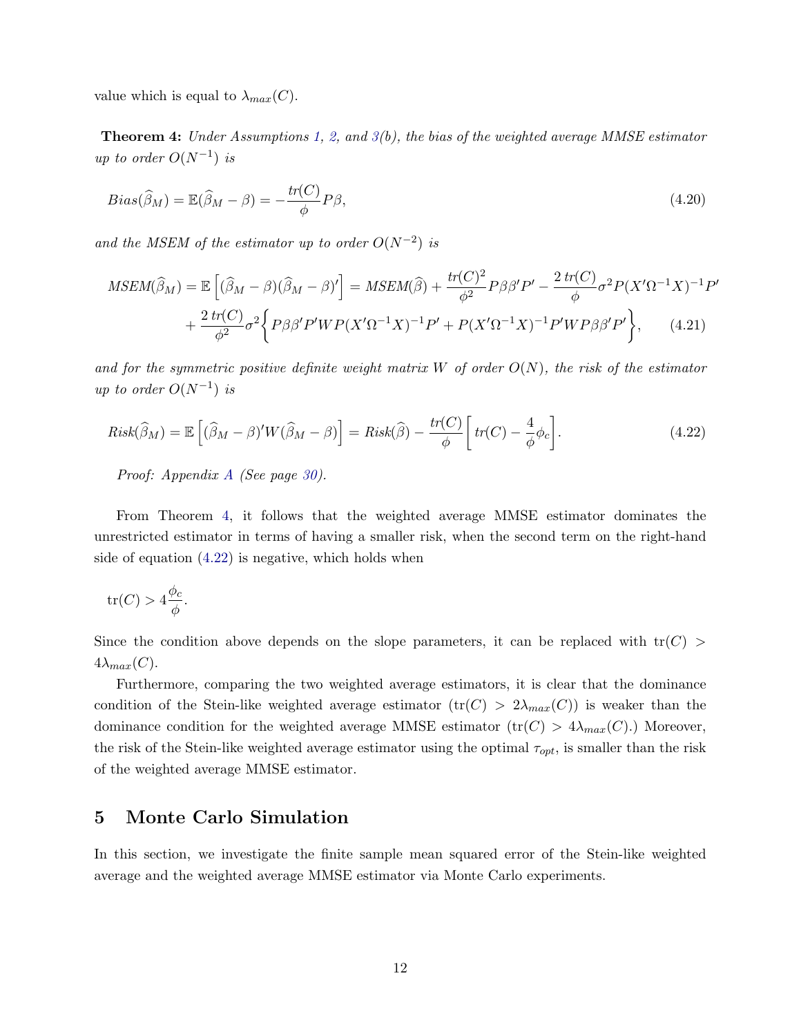value which is equal to $\lambda_{max}(C)$.

**Theorem 4:** *Under Assumptions 1, 2, and 3(b), the bias of the weighted average MMSE estimator up to order $O(N^{-1})$ is*

$$Bias(\widehat{\beta}_M) = \mathbb{E}(\widehat{\beta}_M - \beta) = -\frac{tr(C)}{\phi} P\beta, \tag{4.20}$$

*and the MSEM of the estimator up to order $O(N^{-2})$ is*

$$\begin{aligned} MSEM(\widehat{\beta}_M) = \mathbb{E}\left[(\widehat{\beta}_M - \beta)(\widehat{\beta}_M - \beta)'\right] = MSEM(\widehat{\beta}) + \frac{tr(C)^2}{\phi^2} P\beta\beta'P' - \frac{2\, tr(C)}{\phi}\sigma^2 P(X'\Omega^{-1}X)^{-1}P' \\ + \frac{2\, tr(C)}{\phi^2}\sigma^2 \Big\{ P\beta\beta'P'WP(X'\Omega^{-1}X)^{-1}P' + P(X'\Omega^{-1}X)^{-1}P'WP\beta\beta'P' \Big\}, \end{aligned} \tag{4.21}$$

*and for the symmetric positive definite weight matrix $W$ of order $O(N)$, the risk of the estimator up to order $O(N^{-1})$ is*

$$Risk(\widehat{\beta}_M) = \mathbb{E}\left[(\widehat{\beta}_M - \beta)'W(\widehat{\beta}_M - \beta)\right] = Risk(\widehat{\beta}) - \frac{tr(C)}{\phi}\left[ tr(C) - \frac{4}{\phi}\phi_c \right]. \tag{4.22}$$

*Proof: Appendix A (See page 30).*

From Theorem 4, it follows that the weighted average MMSE estimator dominates the unrestricted estimator in terms of having a smaller risk, when the second term on the right-hand side of equation (4.22) is negative, which holds when

$$\mathrm{tr}(C) > 4\frac{\phi_c}{\phi}.$$

Since the condition above depends on the slope parameters, it can be replaced with $\mathrm{tr}(C) > 4\lambda_{max}(C)$.

Furthermore, comparing the two weighted average estimators, it is clear that the dominance condition of the Stein-like weighted average estimator ($\mathrm{tr}(C) > 2\lambda_{max}(C)$) is weaker than the dominance condition for the weighted average MMSE estimator ($\mathrm{tr}(C) > 4\lambda_{max}(C)$.) Moreover, the risk of the Stein-like weighted average estimator using the optimal $\tau_{opt}$, is smaller than the risk of the weighted average MMSE estimator.

# 5 Monte Carlo Simulation

In this section, we investigate the finite sample mean squared error of the Stein-like weighted average and the weighted average MMSE estimator via Monte Carlo experiments.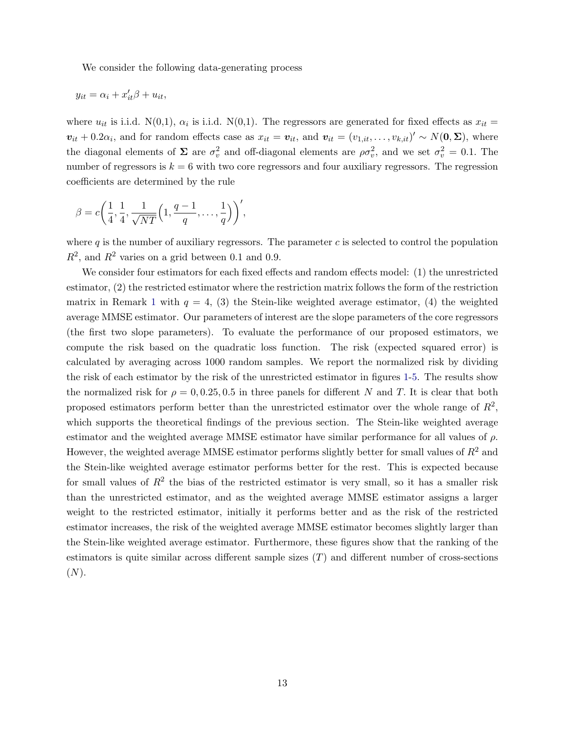We consider the following data-generating process

$$y_{it} = \alpha_i + x_{it}'\beta + u_{it},$$

where $u_{it}$ is i.i.d. N(0,1), $\alpha_i$ is i.i.d. N(0,1). The regressors are generated for fixed effects as $x_{it} = \boldsymbol{v}_{it} + 0.2\alpha_i$, and for random effects case as $x_{it} = \boldsymbol{v}_{it}$, and $\boldsymbol{v}_{it} = (v_{1,it}, \ldots, v_{k,it})' \sim N(\mathbf{0}, \boldsymbol{\Sigma})$, where the diagonal elements of $\boldsymbol{\Sigma}$ are $\sigma_v^2$ and off-diagonal elements are $\rho\sigma_v^2$, and we set $\sigma_v^2 = 0.1$. The number of regressors is $k = 6$ with two core regressors and four auxiliary regressors. The regression coefficients are determined by the rule

$$\beta = c\Big(\frac{1}{4}, \frac{1}{4}, \frac{1}{\sqrt{NT}}\Big(1, \frac{q-1}{q}, \ldots, \frac{1}{q}\Big)\Big)',$$

where $q$ is the number of auxiliary regressors. The parameter $c$ is selected to control the population $R^2$, and $R^2$ varies on a grid between 0.1 and 0.9.

We consider four estimators for each fixed effects and random effects model: (1) the unrestricted estimator, (2) the restricted estimator where the restriction matrix follows the form of the restriction matrix in Remark 1 with $q = 4$, (3) the Stein-like weighted average estimator, (4) the weighted average MMSE estimator. Our parameters of interest are the slope parameters of the core regressors (the first two slope parameters). To evaluate the performance of our proposed estimators, we compute the risk based on the quadratic loss function. The risk (expected squared error) is calculated by averaging across 1000 random samples. We report the normalized risk by dividing the risk of each estimator by the risk of the unrestricted estimator in figures 1-5. The results show the normalized risk for $\rho = 0, 0.25, 0.5$ in three panels for different $N$ and $T$. It is clear that both proposed estimators perform better than the unrestricted estimator over the whole range of $R^2$, which supports the theoretical findings of the previous section. The Stein-like weighted average estimator and the weighted average MMSE estimator have similar performance for all values of $\rho$. However, the weighted average MMSE estimator performs slightly better for small values of $R^2$ and the Stein-like weighted average estimator performs better for the rest. This is expected because for small values of $R^2$ the bias of the restricted estimator is very small, so it has a smaller risk than the unrestricted estimator, and as the weighted average MMSE estimator assigns a larger weight to the restricted estimator, initially it performs better and as the risk of the restricted estimator increases, the risk of the weighted average MMSE estimator becomes slightly larger than the Stein-like weighted average estimator. Furthermore, these figures show that the ranking of the estimators is quite similar across different sample sizes ($T$) and different number of cross-sections ($N$).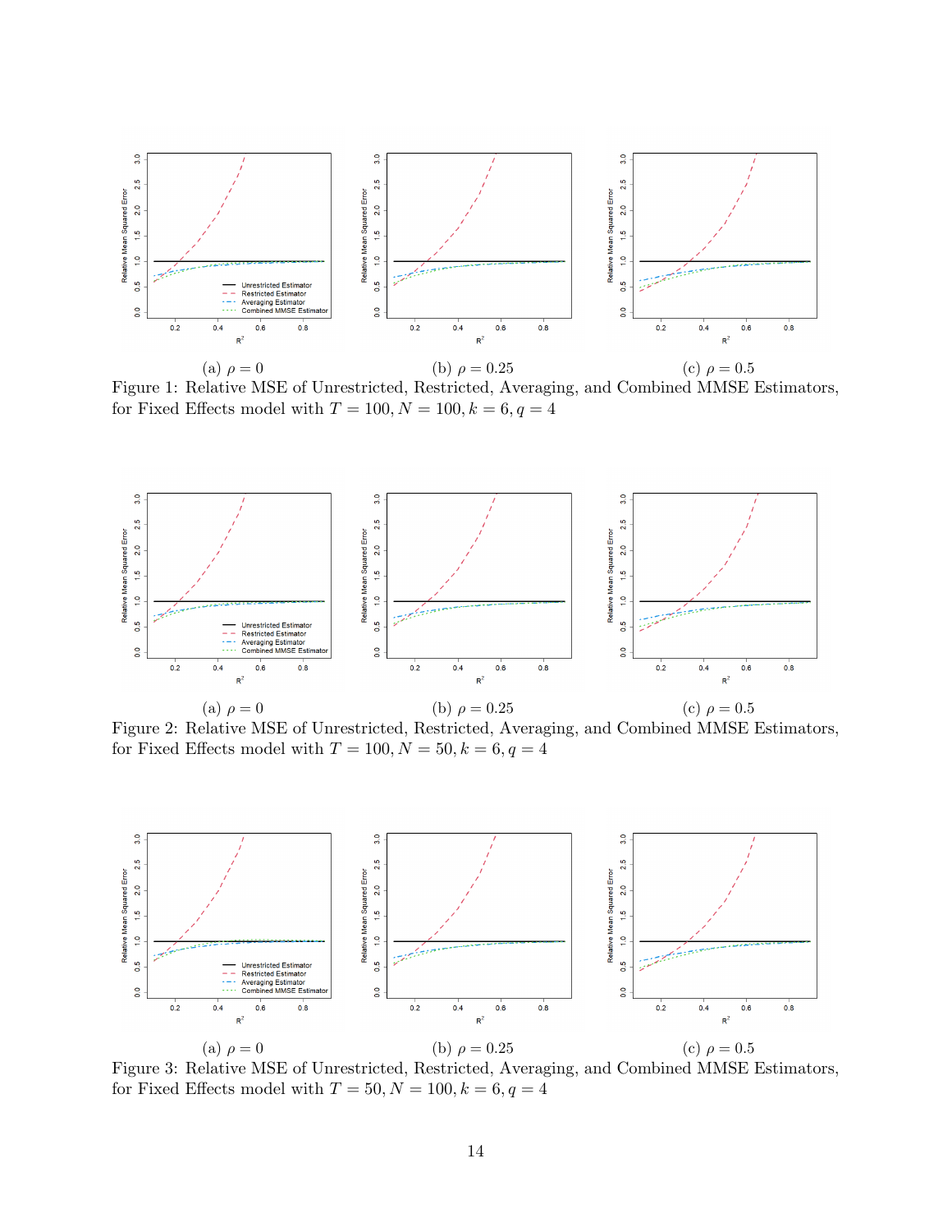Relative Mean Squared Error

0.0 0.5 1.0 1.5 2.0 2.5 3.0

0.2 0.4 0.6 0.8

$R^2$

Unrestricted Estimator
Restricted Estimator
Averaging Estimator
Combined MMSE Estimator

(a) $\rho = 0$ (b) $\rho = 0.25$ (c) $\rho = 0.5$

Figure 1: Relative MSE of Unrestricted, Restricted, Averaging, and Combined MMSE Estimators, for Fixed Effects model with $T = 100, N = 100, k = 6, q = 4$

Relative Mean Squared Error

0.0 0.5 1.0 1.5 2.0 2.5 3.0

0.2 0.4 0.6 0.8

$R^2$

Unrestricted Estimator
Restricted Estimator
Averaging Estimator
Combined MMSE Estimator

(a) $\rho = 0$ (b) $\rho = 0.25$ (c) $\rho = 0.5$

Figure 2: Relative MSE of Unrestricted, Restricted, Averaging, and Combined MMSE Estimators, for Fixed Effects model with $T = 100, N = 50, k = 6, q = 4$

Relative Mean Squared Error

0.0 0.5 1.0 1.5 2.0 2.5 3.0

0.2 0.4 0.6 0.8

$R^2$

Unrestricted Estimator
Restricted Estimator
Averaging Estimator
Combined MMSE Estimator

(a) $\rho = 0$ (b) $\rho = 0.25$ (c) $\rho = 0.5$

Figure 3: Relative MSE of Unrestricted, Restricted, Averaging, and Combined MMSE Estimators, for Fixed Effects model with $T = 50, N = 100, k = 6, q = 4$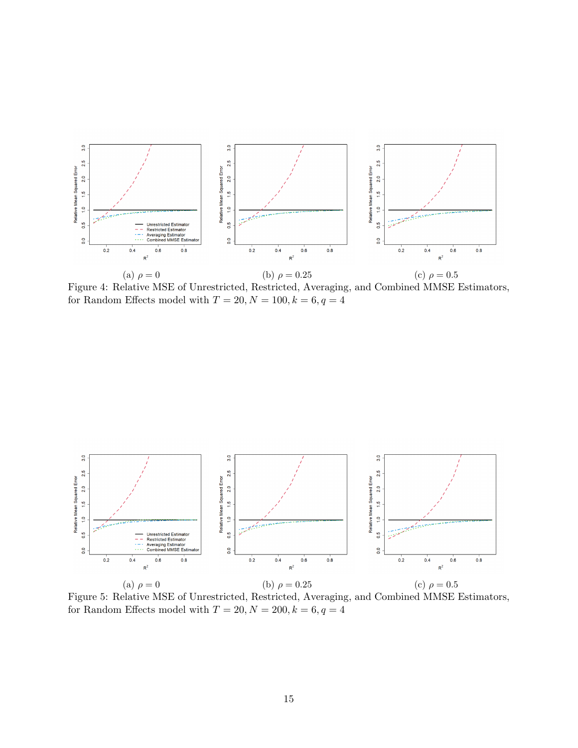(a) $\rho = 0$ (b) $\rho = 0.25$ (c) $\rho = 0.5$

Figure 4: Relative MSE of Unrestricted, Restricted, Averaging, and Combined MMSE Estimators, for Random Effects model with $T = 20, N = 100, k = 6, q = 4$

(a) $\rho = 0$ (b) $\rho = 0.25$ (c) $\rho = 0.5$

Figure 5: Relative MSE of Unrestricted, Restricted, Averaging, and Combined MMSE Estimators, for Random Effects model with $T = 20, N = 200, k = 6, q = 4$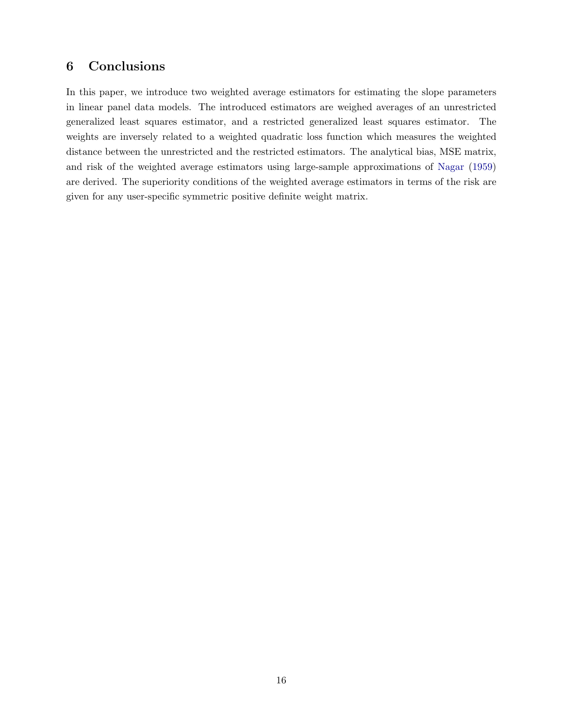## 6 Conclusions

In this paper, we introduce two weighted average estimators for estimating the slope parameters in linear panel data models. The introduced estimators are weighed averages of an unrestricted generalized least squares estimator, and a restricted generalized least squares estimator. The weights are inversely related to a weighted quadratic loss function which measures the weighted distance between the unrestricted and the restricted estimators. The analytical bias, MSE matrix, and risk of the weighted average estimators using large-sample approximations of Nagar (1959) are derived. The superiority conditions of the weighted average estimators in terms of the risk are given for any user-specific symmetric positive definite weight matrix.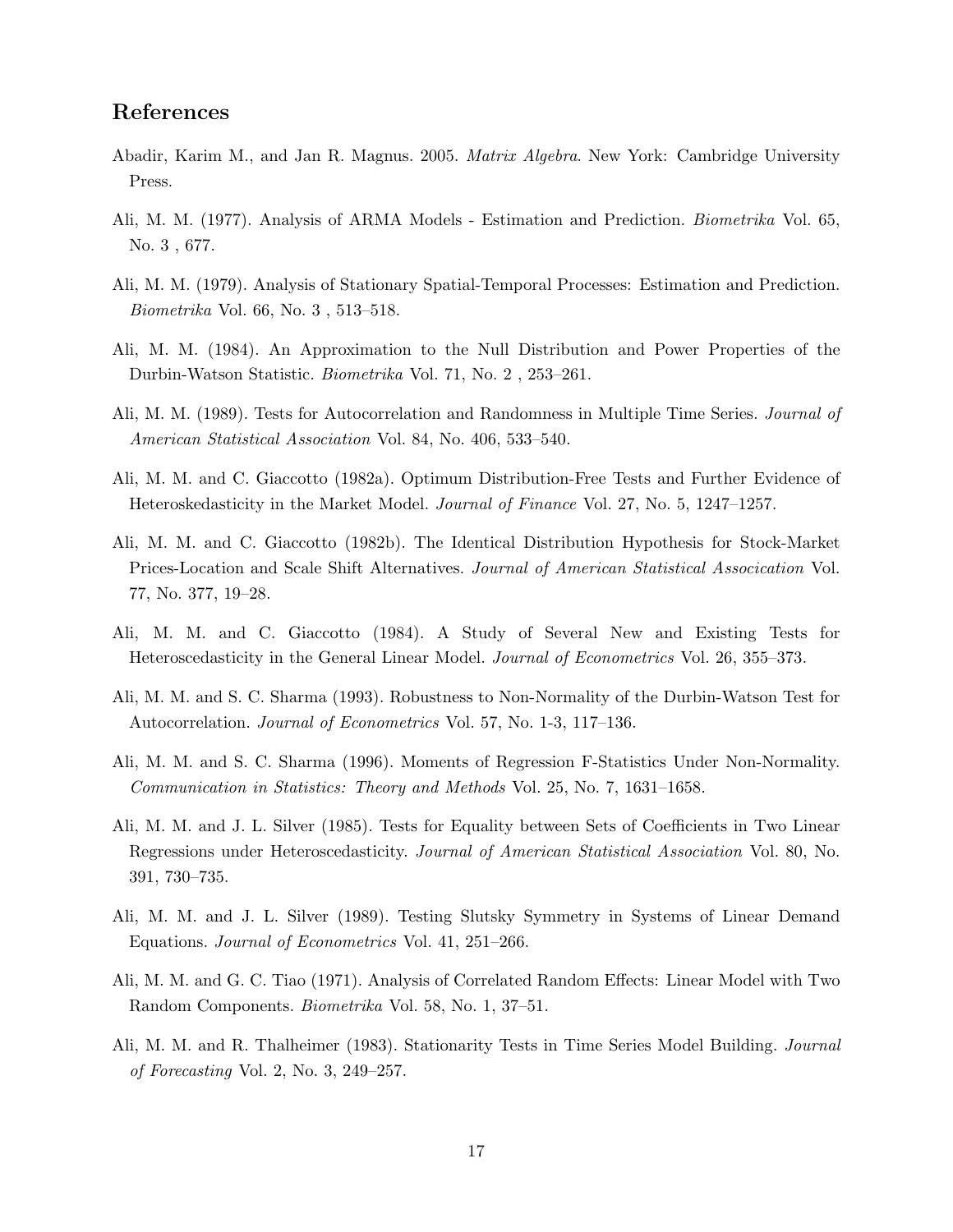## References

Abadir, Karim M., and Jan R. Magnus. 2005. *Matrix Algebra*. New York: Cambridge University Press.

Ali, M. M. (1977). Analysis of ARMA Models - Estimation and Prediction. *Biometrika* Vol. 65, No. 3 , 677.

Ali, M. M. (1979). Analysis of Stationary Spatial-Temporal Processes: Estimation and Prediction. *Biometrika* Vol. 66, No. 3 , 513–518.

Ali, M. M. (1984). An Approximation to the Null Distribution and Power Properties of the Durbin-Watson Statistic. *Biometrika* Vol. 71, No. 2 , 253–261.

Ali, M. M. (1989). Tests for Autocorrelation and Randomness in Multiple Time Series. *Journal of American Statistical Association* Vol. 84, No. 406, 533–540.

Ali, M. M. and C. Giaccotto (1982a). Optimum Distribution-Free Tests and Further Evidence of Heteroskedasticity in the Market Model. *Journal of Finance* Vol. 27, No. 5, 1247–1257.

Ali, M. M. and C. Giaccotto (1982b). The Identical Distribution Hypothesis for Stock-Market Prices-Location and Scale Shift Alternatives. *Journal of American Statistical Assocication* Vol. 77, No. 377, 19–28.

Ali, M. M. and C. Giaccotto (1984). A Study of Several New and Existing Tests for Heteroscedasticity in the General Linear Model. *Journal of Econometrics* Vol. 26, 355–373.

Ali, M. M. and S. C. Sharma (1993). Robustness to Non-Normality of the Durbin-Watson Test for Autocorrelation. *Journal of Econometrics* Vol. 57, No. 1-3, 117–136.

Ali, M. M. and S. C. Sharma (1996). Moments of Regression F-Statistics Under Non-Normality. *Communication in Statistics: Theory and Methods* Vol. 25, No. 7, 1631–1658.

Ali, M. M. and J. L. Silver (1985). Tests for Equality between Sets of Coefficients in Two Linear Regressions under Heteroscedasticity. *Journal of American Statistical Association* Vol. 80, No. 391, 730–735.

Ali, M. M. and J. L. Silver (1989). Testing Slutsky Symmetry in Systems of Linear Demand Equations. *Journal of Econometrics* Vol. 41, 251–266.

Ali, M. M. and G. C. Tiao (1971). Analysis of Correlated Random Effects: Linear Model with Two Random Components. *Biometrika* Vol. 58, No. 1, 37–51.

Ali, M. M. and R. Thalheimer (1983). Stationarity Tests in Time Series Model Building. *Journal of Forecasting* Vol. 2, No. 3, 249–257.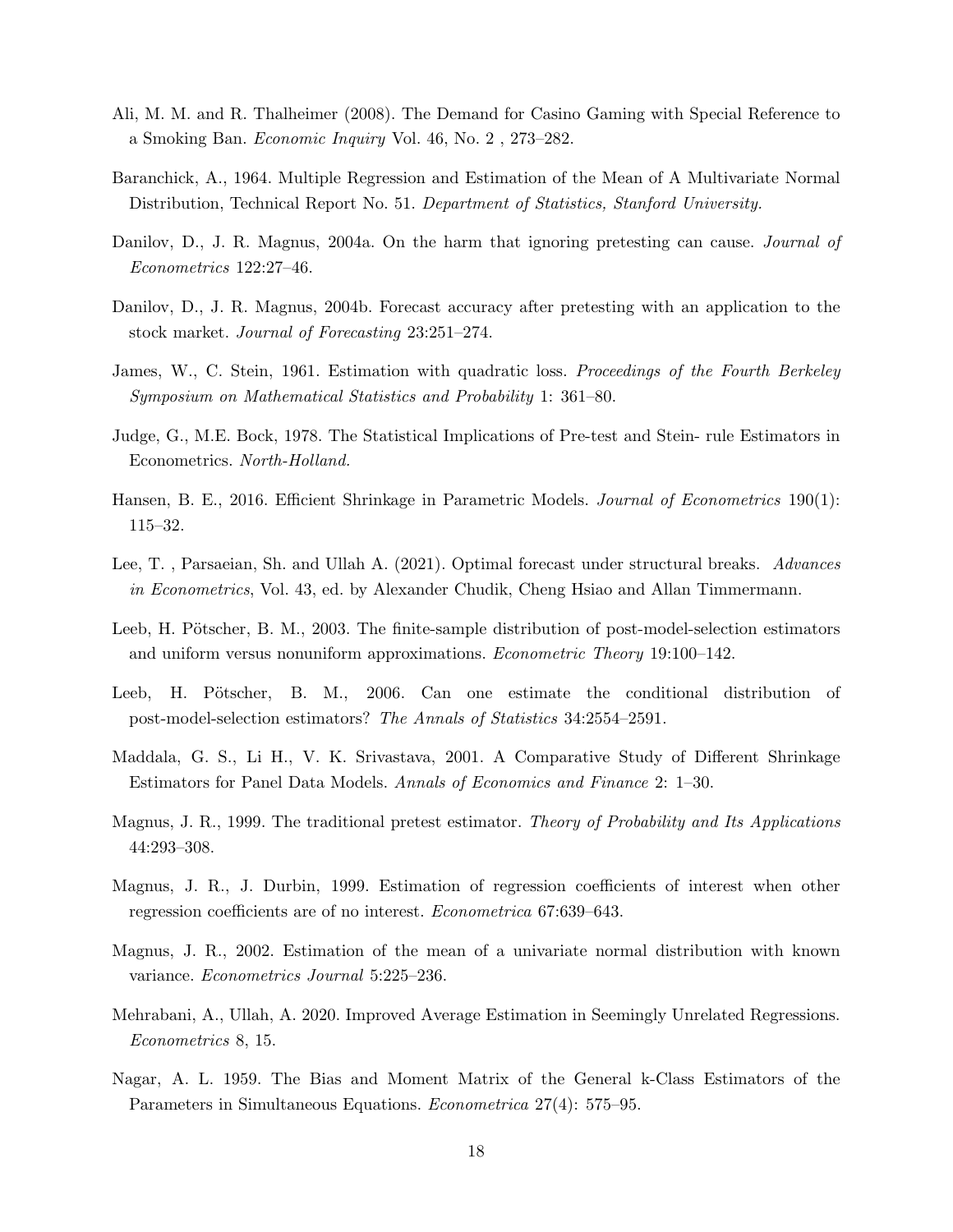Ali, M. M. and R. Thalheimer (2008). The Demand for Casino Gaming with Special Reference to a Smoking Ban. *Economic Inquiry* Vol. 46, No. 2 , 273–282.

Baranchick, A., 1964. Multiple Regression and Estimation of the Mean of A Multivariate Normal Distribution, Technical Report No. 51. *Department of Statistics, Stanford University.*

Danilov, D., J. R. Magnus, 2004a. On the harm that ignoring pretesting can cause. *Journal of Econometrics* 122:27–46.

Danilov, D., J. R. Magnus, 2004b. Forecast accuracy after pretesting with an application to the stock market. *Journal of Forecasting* 23:251–274.

James, W., C. Stein, 1961. Estimation with quadratic loss. *Proceedings of the Fourth Berkeley Symposium on Mathematical Statistics and Probability* 1: 361–80.

Judge, G., M.E. Bock, 1978. The Statistical Implications of Pre-test and Stein- rule Estimators in Econometrics. *North-Holland.*

Hansen, B. E., 2016. Efficient Shrinkage in Parametric Models. *Journal of Econometrics* 190(1): 115–32.

Lee, T. , Parsaeian, Sh. and Ullah A. (2021). Optimal forecast under structural breaks. *Advances in Econometrics*, Vol. 43, ed. by Alexander Chudik, Cheng Hsiao and Allan Timmermann.

Leeb, H. Pötscher, B. M., 2003. The finite-sample distribution of post-model-selection estimators and uniform versus nonuniform approximations. *Econometric Theory* 19:100–142.

Leeb, H. Pötscher, B. M., 2006. Can one estimate the conditional distribution of post-model-selection estimators? *The Annals of Statistics* 34:2554–2591.

Maddala, G. S., Li H., V. K. Srivastava, 2001. A Comparative Study of Different Shrinkage Estimators for Panel Data Models. *Annals of Economics and Finance* 2: 1–30.

Magnus, J. R., 1999. The traditional pretest estimator. *Theory of Probability and Its Applications* 44:293–308.

Magnus, J. R., J. Durbin, 1999. Estimation of regression coefficients of interest when other regression coefficients are of no interest. *Econometrica* 67:639–643.

Magnus, J. R., 2002. Estimation of the mean of a univariate normal distribution with known variance. *Econometrics Journal* 5:225–236.

Mehrabani, A., Ullah, A. 2020. Improved Average Estimation in Seemingly Unrelated Regressions. *Econometrics* 8, 15.

Nagar, A. L. 1959. The Bias and Moment Matrix of the General k-Class Estimators of the Parameters in Simultaneous Equations. *Econometrica* 27(4): 575–95.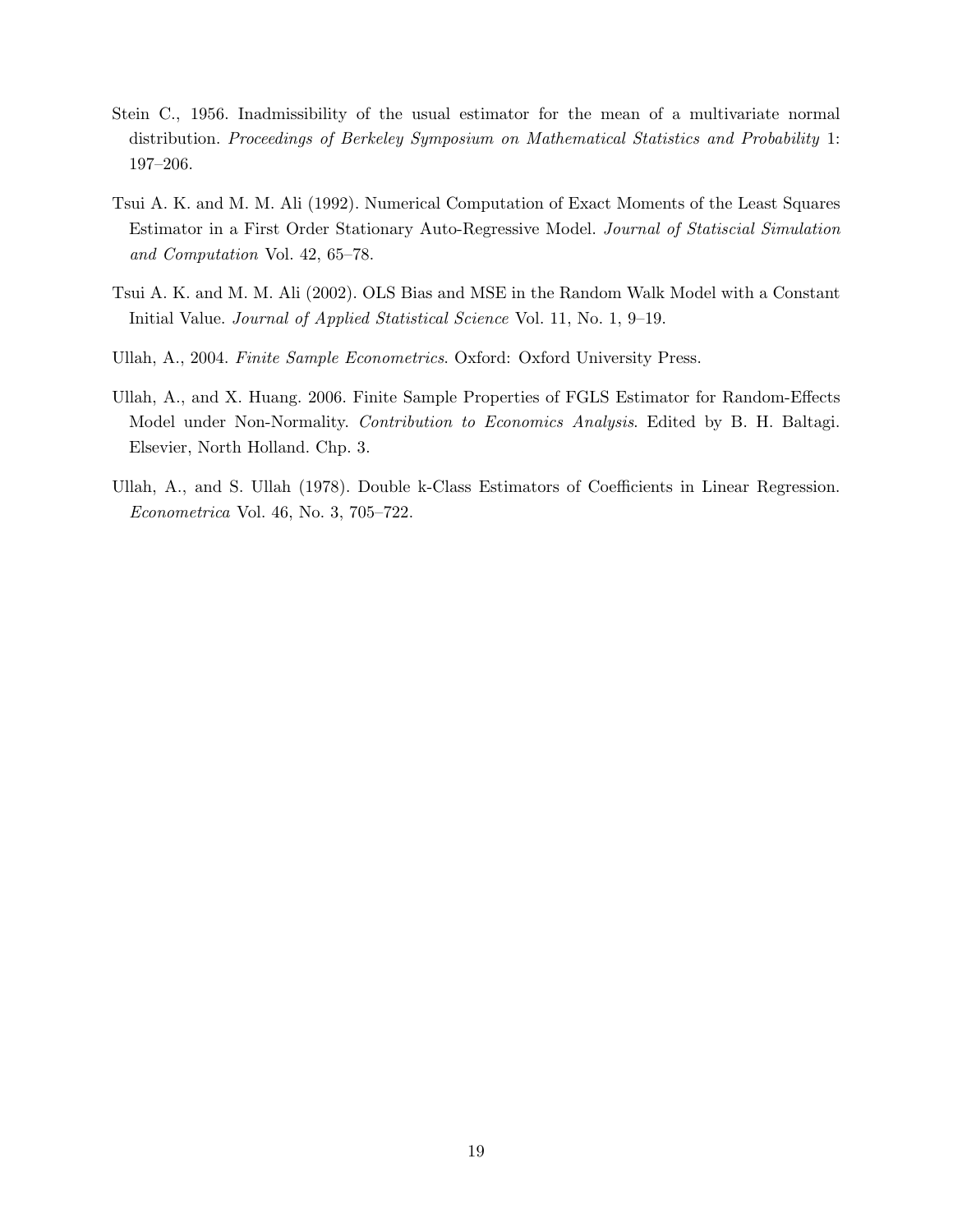Stein C., 1956. Inadmissibility of the usual estimator for the mean of a multivariate normal distribution. *Proceedings of Berkeley Symposium on Mathematical Statistics and Probability* 1: 197–206.

Tsui A. K. and M. M. Ali (1992). Numerical Computation of Exact Moments of the Least Squares Estimator in a First Order Stationary Auto-Regressive Model. *Journal of Statiscial Simulation and Computation* Vol. 42, 65–78.

Tsui A. K. and M. M. Ali (2002). OLS Bias and MSE in the Random Walk Model with a Constant Initial Value. *Journal of Applied Statistical Science* Vol. 11, No. 1, 9–19.

Ullah, A., 2004. *Finite Sample Econometrics*. Oxford: Oxford University Press.

Ullah, A., and X. Huang. 2006. Finite Sample Properties of FGLS Estimator for Random-Effects Model under Non-Normality. *Contribution to Economics Analysis*. Edited by B. H. Baltagi. Elsevier, North Holland. Chp. 3.

Ullah, A., and S. Ullah (1978). Double k-Class Estimators of Coefficients in Linear Regression. *Econometrica* Vol. 46, No. 3, 705–722.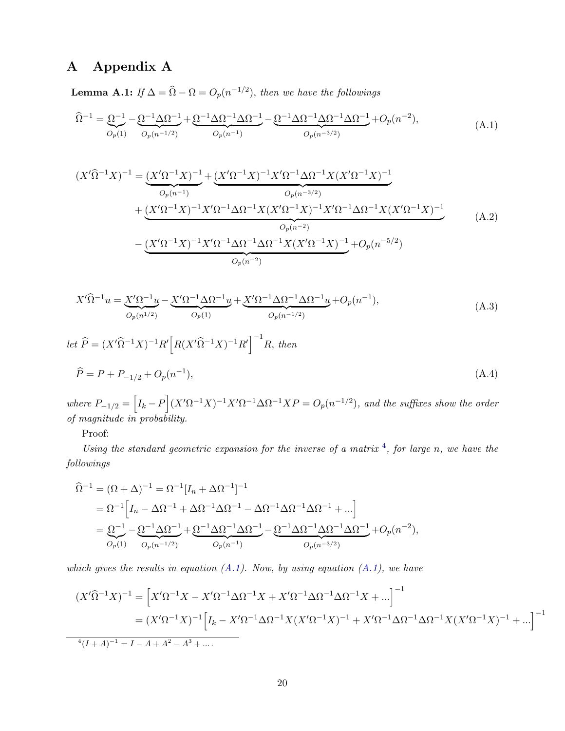# A Appendix A

**Lemma A.1:** *If $\Delta = \widehat{\Omega} - \Omega = O_p(n^{-1/2})$, then we have the followings*

$$
\widehat{\Omega}^{-1} = \underbrace{\Omega^{-1}}_{O_p(1)} - \underbrace{\Omega^{-1}\Delta\Omega^{-1}}_{O_p(n^{-1/2})} + \underbrace{\Omega^{-1}\Delta\Omega^{-1}\Delta\Omega^{-1}}_{O_p(n^{-1})} - \underbrace{\Omega^{-1}\Delta\Omega^{-1}\Delta\Omega^{-1}\Delta\Omega^{-1}}_{O_p(n^{-3/2})} + O_p(n^{-2}), \tag{A.1}
$$

$$
\begin{aligned}
(X'\widehat{\Omega}^{-1}X)^{-1} = & \underbrace{(X'\Omega^{-1}X)^{-1}}_{O_p(n^{-1})} + \underbrace{(X'\Omega^{-1}X)^{-1}X'\Omega^{-1}\Delta\Omega^{-1}X(X'\Omega^{-1}X)^{-1}}_{O_p(n^{-3/2})} \\
& + \underbrace{(X'\Omega^{-1}X)^{-1}X'\Omega^{-1}\Delta\Omega^{-1}X(X'\Omega^{-1}X)^{-1}X'\Omega^{-1}\Delta\Omega^{-1}X(X'\Omega^{-1}X)^{-1}}_{O_p(n^{-2})} \\
& - \underbrace{(X'\Omega^{-1}X)^{-1}X'\Omega^{-1}\Delta\Omega^{-1}\Delta\Omega^{-1}X(X'\Omega^{-1}X)^{-1}}_{O_p(n^{-2})} + O_p(n^{-5/2})
\end{aligned} \tag{A.2}
$$

$$
X'\widehat{\Omega}^{-1}u = \underbrace{X'\Omega^{-1}u}_{O_p(n^{1/2})} - \underbrace{X'\Omega^{-1}\Delta\Omega^{-1}u}_{O_p(1)} + \underbrace{X'\Omega^{-1}\Delta\Omega^{-1}\Delta\Omega^{-1}u}_{O_p(n^{-1/2})} + O_p(n^{-1}), \tag{A.3}
$$

*let* $\widehat{P} = (X'\widehat{\Omega}^{-1}X)^{-1}R'\Big[R(X'\widehat{\Omega}^{-1}X)^{-1}R'\Big]^{-1}R$, *then*

$$
\widehat{P} = P + P_{-1/2} + O_p(n^{-1}), \tag{A.4}
$$

*where* $P_{-1/2} = \Big[I_k - P\Big](X'\Omega^{-1}X)^{-1}X'\Omega^{-1}\Delta\Omega^{-1}XP = O_p(n^{-1/2})$, *and the suffixes show the order of magnitude in probability.*

Proof:

*Using the standard geometric expansion for the inverse of a matrix* [4], *for large* $n$, *we have the followings*

$$
\begin{aligned}
\widehat{\Omega}^{-1} &= (\Omega + \Delta)^{-1} = \Omega^{-1}[I_n + \Delta\Omega^{-1}]^{-1} \\
&= \Omega^{-1}\Big[I_n - \Delta\Omega^{-1} + \Delta\Omega^{-1}\Delta\Omega^{-1} - \Delta\Omega^{-1}\Delta\Omega^{-1}\Delta\Omega^{-1} + \ldots\Big] \\
&= \underbrace{\Omega^{-1}}_{O_p(1)} - \underbrace{\Omega^{-1}\Delta\Omega^{-1}}_{O_p(n^{-1/2})} + \underbrace{\Omega^{-1}\Delta\Omega^{-1}\Delta\Omega^{-1}}_{O_p(n^{-1})} - \underbrace{\Omega^{-1}\Delta\Omega^{-1}\Delta\Omega^{-1}\Delta\Omega^{-1}}_{O_p(n^{-3/2})} + O_p(n^{-2}),
\end{aligned}
$$

*which gives the results in equation (A.1). Now, by using equation (A.1), we have*

$$
\begin{aligned}
(X'\widehat{\Omega}^{-1}X)^{-1} &= \Big[X'\Omega^{-1}X - X'\Omega^{-1}\Delta\Omega^{-1}X + X'\Omega^{-1}\Delta\Omega^{-1}\Delta\Omega^{-1}X + \ldots\Big]^{-1} \\
&= (X'\Omega^{-1}X)^{-1}\Big[I_k - X'\Omega^{-1}\Delta\Omega^{-1}X(X'\Omega^{-1}X)^{-1} + X'\Omega^{-1}\Delta\Omega^{-1}\Delta\Omega^{-1}X(X'\Omega^{-1}X)^{-1} + \ldots\Big]^{-1}
\end{aligned}
$$

[4] $(I + A)^{-1} = I - A + A^2 - A^3 + \ldots$.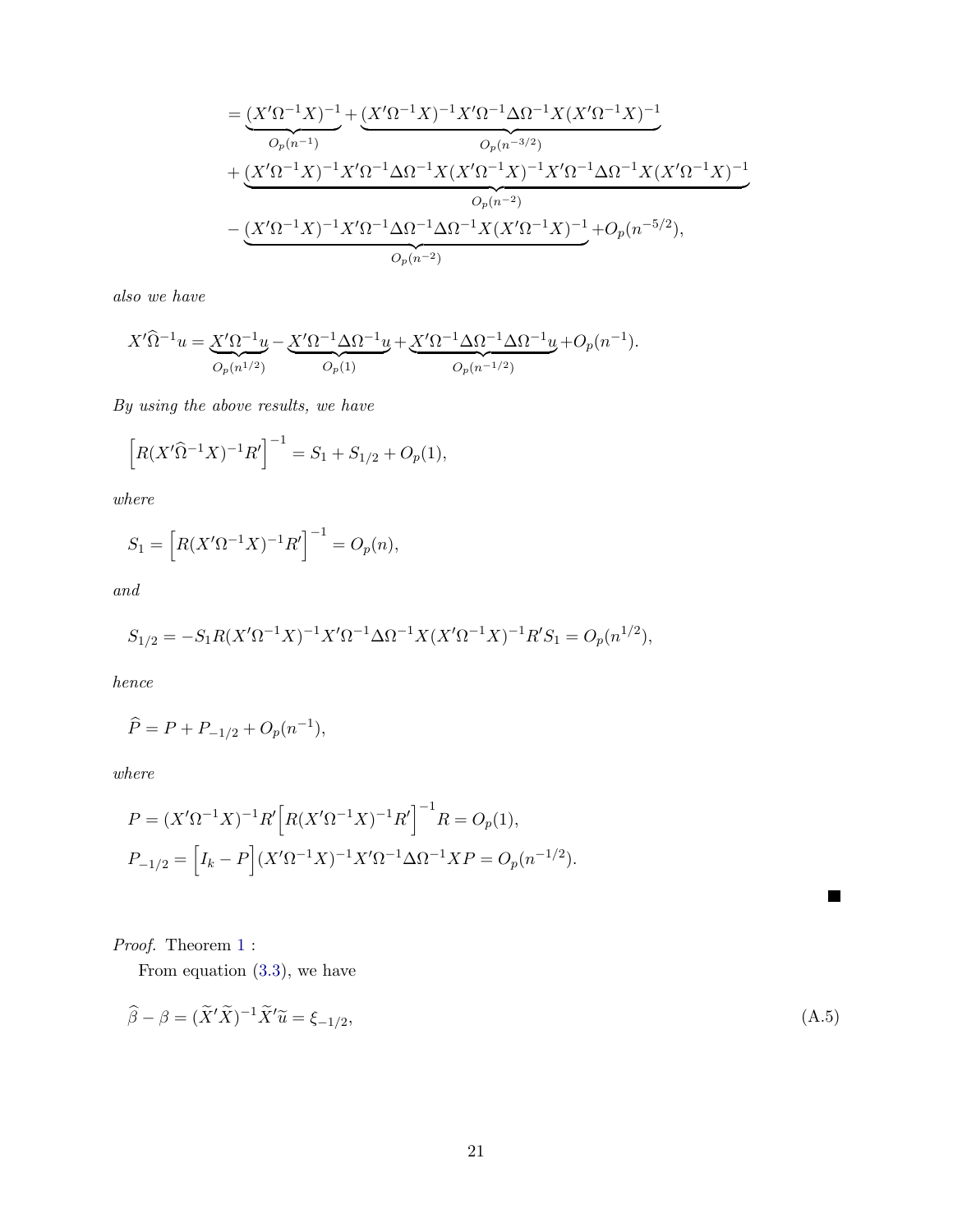$$
\begin{aligned}
&= \underbrace{(X'\Omega^{-1}X)^{-1}}_{O_p(n^{-1})} + \underbrace{(X'\Omega^{-1}X)^{-1}X'\Omega^{-1}\Delta\Omega^{-1}X(X'\Omega^{-1}X)^{-1}}_{O_p(n^{-3/2})} \\
&+ \underbrace{(X'\Omega^{-1}X)^{-1}X'\Omega^{-1}\Delta\Omega^{-1}X(X'\Omega^{-1}X)^{-1}X'\Omega^{-1}\Delta\Omega^{-1}X(X'\Omega^{-1}X)^{-1}}_{O_p(n^{-2})} \\
&- \underbrace{(X'\Omega^{-1}X)^{-1}X'\Omega^{-1}\Delta\Omega^{-1}\Delta\Omega^{-1}X(X'\Omega^{-1}X)^{-1}}_{O_p(n^{-2})} + O_p(n^{-5/2}),
\end{aligned}
$$

*also we have*

$$
X'\widehat{\Omega}^{-1}u = \underbrace{X'\Omega^{-1}u}_{O_p(n^{1/2})} - \underbrace{X'\Omega^{-1}\Delta\Omega^{-1}u}_{O_p(1)} + \underbrace{X'\Omega^{-1}\Delta\Omega^{-1}\Delta\Omega^{-1}u}_{O_p(n^{-1/2})} + O_p(n^{-1}).
$$

*By using the above results, we have*

$$
\Big[R(X'\widehat{\Omega}^{-1}X)^{-1}R'\Big]^{-1} = S_1 + S_{1/2} + O_p(1),
$$

*where*

$$
S_1 = \Big[R(X'\Omega^{-1}X)^{-1}R'\Big]^{-1} = O_p(n),
$$

*and*

$$
S_{1/2} = -S_1R(X'\Omega^{-1}X)^{-1}X'\Omega^{-1}\Delta\Omega^{-1}X(X'\Omega^{-1}X)^{-1}R'S_1 = O_p(n^{1/2}),
$$

*hence*

$$
\widehat{P} = P + P_{-1/2} + O_p(n^{-1}),
$$

*where*

$$
\begin{aligned}
&P = (X'\Omega^{-1}X)^{-1}R'\Big[R(X'\Omega^{-1}X)^{-1}R'\Big]^{-1}R = O_p(1), \\
&P_{-1/2} = \Big[I_k - P\Big](X'\Omega^{-1}X)^{-1}X'\Omega^{-1}\Delta\Omega^{-1}XP = O_p(n^{-1/2}).
\end{aligned}
$$

■

*Proof.* Theorem 1 :

From equation (3.3), we have

$$
\widehat{\beta} - \beta = (\widetilde{X}'\widetilde{X})^{-1}\widetilde{X}'\widetilde{u} = \xi_{-1/2}, \tag{A.5}
$$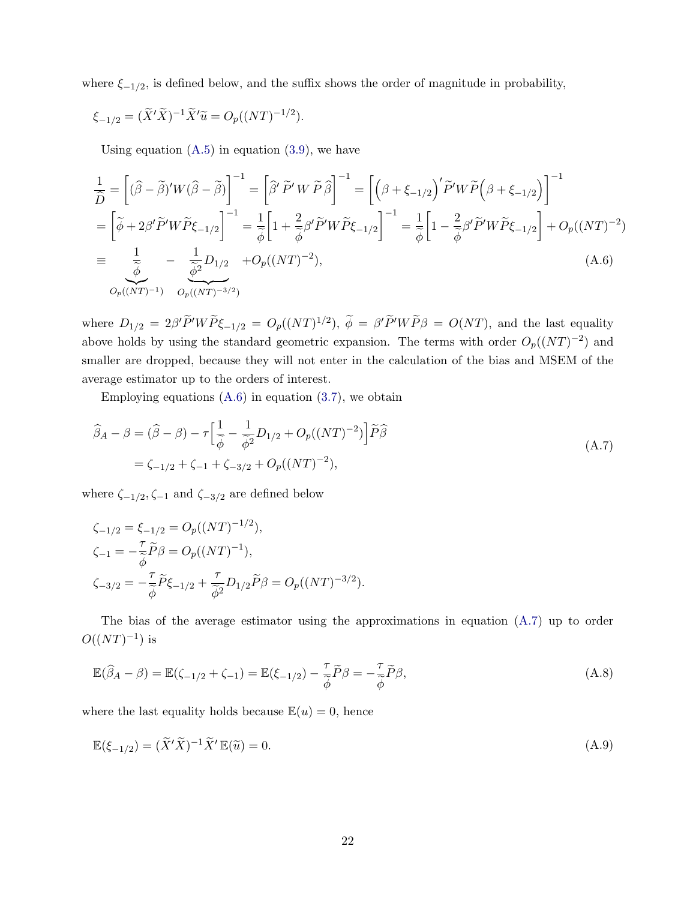where $\xi_{-1/2}$, is defined below, and the suffix shows the order of magnitude in probability,

$$\xi_{-1/2} = (\widetilde{X}'\widetilde{X})^{-1}\widetilde{X}'\widetilde{u} = O_p((NT)^{-1/2}).$$

Using equation (A.5) in equation (3.9), we have

$$\begin{aligned}
\frac{1}{\widehat{D}} &= \left[(\widehat{\beta}-\widetilde{\beta})'W(\widehat{\beta}-\widetilde{\beta})\right]^{-1} = \left[\widehat{\beta}'\,\widetilde{P}'\,W\,\widetilde{P}\,\widehat{\beta}\right]^{-1} = \left[\left(\beta+\xi_{-1/2}\right)'\widetilde{P}'W\widetilde{P}\left(\beta+\xi_{-1/2}\right)\right]^{-1} \\
&= \left[\widetilde{\phi} + 2\beta'\widetilde{P}'W\widetilde{P}\xi_{-1/2}\right]^{-1} = \frac{1}{\widetilde{\phi}}\left[1+\frac{2}{\widetilde{\phi}}\beta'\widetilde{P}'W\widetilde{P}\xi_{-1/2}\right]^{-1} = \frac{1}{\widetilde{\phi}}\left[1-\frac{2}{\widetilde{\phi}}\beta'\widetilde{P}'W\widetilde{P}\xi_{-1/2}\right] + O_p((NT)^{-2}) \\
&\equiv \underbrace{\frac{1}{\widetilde{\phi}}}_{O_p((NT)^{-1})} - \underbrace{\frac{1}{\widetilde{\phi}^2}D_{1/2}}_{O_p((NT)^{-3/2})} + O_p((NT)^{-2}),
\end{aligned} \tag{A.6}$$

where $D_{1/2} = 2\beta'\widetilde{P}'W\widetilde{P}\xi_{-1/2} = O_p((NT)^{1/2})$, $\widetilde{\phi} = \beta'\widetilde{P}'W\widetilde{P}\beta = O(NT)$, and the last equality above holds by using the standard geometric expansion. The terms with order $O_p((NT)^{-2})$ and smaller are dropped, because they will not enter in the calculation of the bias and MSEM of the average estimator up to the orders of interest.

Employing equations (A.6) in equation (3.7), we obtain

$$\begin{aligned}
\widehat{\beta}_A - \beta &= (\widehat{\beta}-\beta) - \tau\Big[\frac{1}{\widetilde{\phi}} - \frac{1}{\widetilde{\phi}^2}D_{1/2} + O_p((NT)^{-2})\Big]\widetilde{P}\widehat{\beta} \\
&= \zeta_{-1/2} + \zeta_{-1} + \zeta_{-3/2} + O_p((NT)^{-2}),
\end{aligned} \tag{A.7}$$

where $\zeta_{-1/2}, \zeta_{-1}$ and $\zeta_{-3/2}$ are defined below

$$\begin{aligned}
\zeta_{-1/2} &= \xi_{-1/2} = O_p((NT)^{-1/2}), \\
\zeta_{-1} &= -\frac{\tau}{\widetilde{\phi}}\widetilde{P}\beta = O_p((NT)^{-1}), \\
\zeta_{-3/2} &= -\frac{\tau}{\widetilde{\phi}}\widetilde{P}\xi_{-1/2} + \frac{\tau}{\widetilde{\phi}^2}D_{1/2}\widetilde{P}\beta = O_p((NT)^{-3/2}).
\end{aligned}$$

The bias of the average estimator using the approximations in equation (A.7) up to order $O((NT)^{-1})$ is

$$\mathbb{E}(\widehat{\beta}_A - \beta) = \mathbb{E}(\zeta_{-1/2}+\zeta_{-1}) = \mathbb{E}(\xi_{-1/2}) - \frac{\tau}{\widetilde{\phi}}\widetilde{P}\beta = -\frac{\tau}{\widetilde{\phi}}\widetilde{P}\beta, \tag{A.8}$$

where the last equality holds because $\mathbb{E}(u) = 0$, hence

$$\mathbb{E}(\xi_{-1/2}) = (\widetilde{X}'\widetilde{X})^{-1}\widetilde{X}'\,\mathbb{E}(\widetilde{u}) = 0. \tag{A.9}$$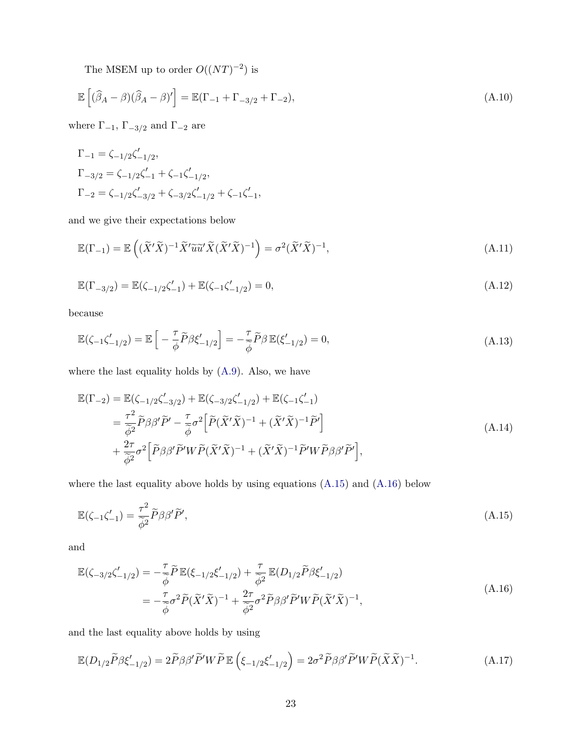The MSEM up to order $O((NT)^{-2})$ is

$$\mathbb{E}\left[(\widehat{\beta}_A - \beta)(\widehat{\beta}_A - \beta)'\right] = \mathbb{E}(\Gamma_{-1} + \Gamma_{-3/2} + \Gamma_{-2}), \tag{A.10}$$

where $\Gamma_{-1}$, $\Gamma_{-3/2}$ and $\Gamma_{-2}$ are

$$\begin{aligned}
&\Gamma_{-1} = \zeta_{-1/2}\zeta_{-1/2}', \\
&\Gamma_{-3/2} = \zeta_{-1/2}\zeta_{-1}' + \zeta_{-1}\zeta_{-1/2}', \\
&\Gamma_{-2} = \zeta_{-1/2}\zeta_{-3/2}' + \zeta_{-3/2}\zeta_{-1/2}' + \zeta_{-1}\zeta_{-1}',
\end{aligned}$$

and we give their expectations below

$$\mathbb{E}(\Gamma_{-1}) = \mathbb{E}\left((\widetilde{X}'\widetilde{X})^{-1}\widetilde{X}'\widetilde{u}\widetilde{u}'\widetilde{X}(\widetilde{X}'\widetilde{X})^{-1}\right) = \sigma^2(\widetilde{X}'\widetilde{X})^{-1}, \tag{A.11}$$

$$\mathbb{E}(\Gamma_{-3/2}) = \mathbb{E}(\zeta_{-1/2}\zeta_{-1}') + \mathbb{E}(\zeta_{-1}\zeta_{-1/2}') = 0, \tag{A.12}$$

because

$$\mathbb{E}(\zeta_{-1}\zeta_{-1/2}') = \mathbb{E}\Big[-\frac{\tau}{\widetilde{\phi}}\widetilde{P}\beta\xi_{-1/2}'\Big] = -\frac{\tau}{\widetilde{\phi}}\widetilde{P}\beta\,\mathbb{E}(\xi_{-1/2}') = 0, \tag{A.13}$$

where the last equality holds by (A.9). Also, we have

$$\begin{aligned}
\mathbb{E}(\Gamma_{-2}) &= \mathbb{E}(\zeta_{-1/2}\zeta_{-3/2}') + \mathbb{E}(\zeta_{-3/2}\zeta_{-1/2}') + \mathbb{E}(\zeta_{-1}\zeta_{-1}') \\
&= \frac{\tau^2}{\widetilde{\phi}^2}\widetilde{P}\beta\beta'\widetilde{P}' - \frac{\tau}{\widetilde{\phi}}\sigma^2\Big[\widetilde{P}(\widetilde{X}'\widetilde{X})^{-1} + (\widetilde{X}'\widetilde{X})^{-1}\widetilde{P}'\Big] \\
&\quad + \frac{2\tau}{\widetilde{\phi}^2}\sigma^2\Big[\widetilde{P}\beta\beta'\widetilde{P}'W\widetilde{P}(\widetilde{X}'\widetilde{X})^{-1} + (\widetilde{X}'\widetilde{X})^{-1}\widetilde{P}'W\widetilde{P}\beta\beta'\widetilde{P}'\Big],
\end{aligned} \tag{A.14}$$

where the last equality above holds by using equations (A.15) and (A.16) below

$$\mathbb{E}(\zeta_{-1}\zeta_{-1}') = \frac{\tau^2}{\widetilde{\phi}^2}\widetilde{P}\beta\beta'\widetilde{P}', \tag{A.15}$$

and

$$\begin{aligned}
\mathbb{E}(\zeta_{-3/2}\zeta_{-1/2}') &= -\frac{\tau}{\widetilde{\phi}}\widetilde{P}\,\mathbb{E}(\xi_{-1/2}\xi_{-1/2}') + \frac{\tau}{\widetilde{\phi}^2}\,\mathbb{E}(D_{1/2}\widetilde{P}\beta\xi_{-1/2}') \\
&= -\frac{\tau}{\widetilde{\phi}}\sigma^2\widetilde{P}(\widetilde{X}'\widetilde{X})^{-1} + \frac{2\tau}{\widetilde{\phi}^2}\sigma^2\widetilde{P}\beta\beta'\widetilde{P}'W\widetilde{P}(\widetilde{X}'\widetilde{X})^{-1},
\end{aligned} \tag{A.16}$$

and the last equality above holds by using

$$\mathbb{E}(D_{1/2}\widetilde{P}\beta\xi_{-1/2}') = 2\widetilde{P}\beta\beta'\widetilde{P}'W\widetilde{P}\,\mathbb{E}\left(\xi_{-1/2}\xi_{-1/2}'\right) = 2\sigma^2\widetilde{P}\beta\beta'\widetilde{P}'W\widetilde{P}(\widetilde{X}\widetilde{X})^{-1}. \tag{A.17}$$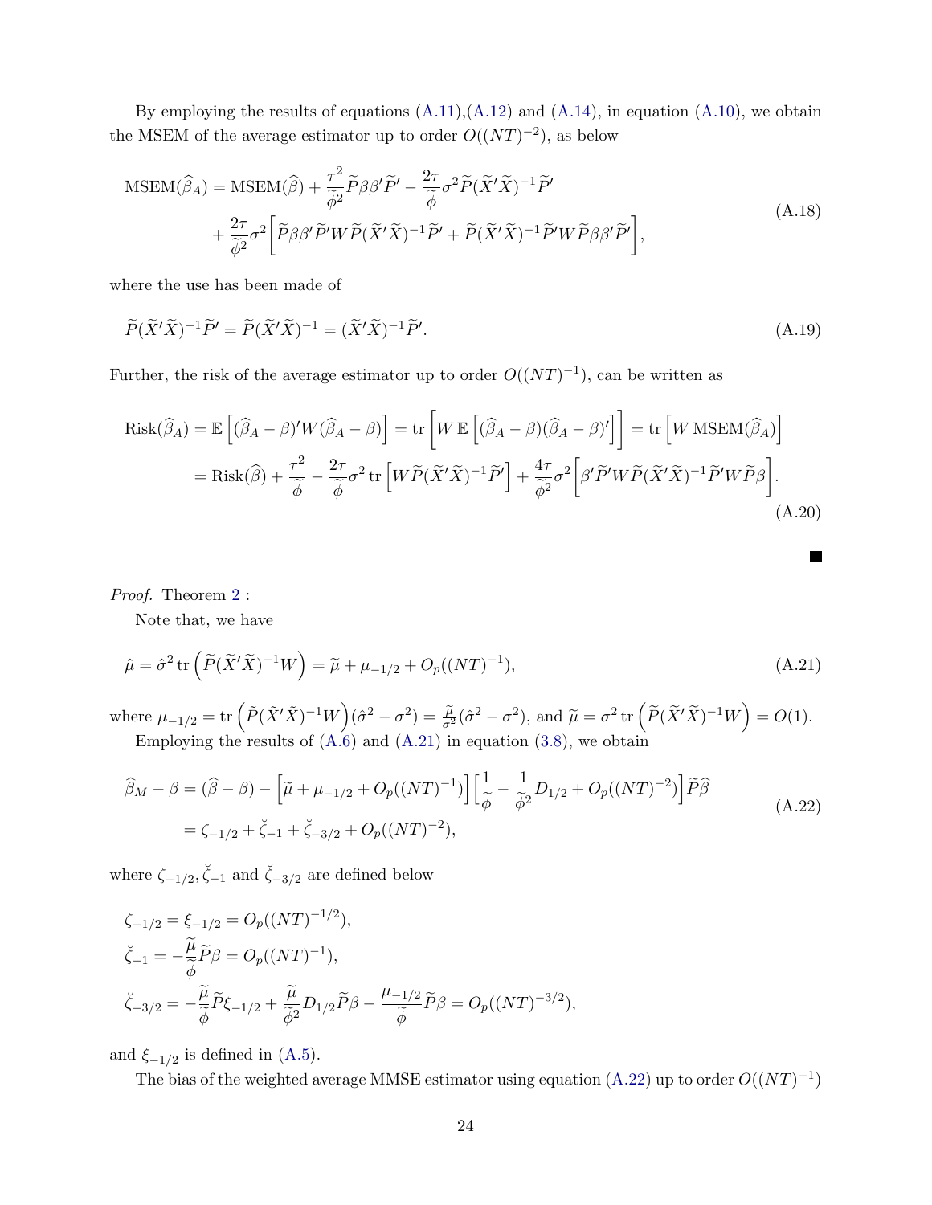By employing the results of equations (A.11),(A.12) and (A.14), in equation (A.10), we obtain the MSEM of the average estimator up to order $O((NT)^{-2})$, as below

$$
\begin{aligned}
\mathrm{MSEM}(\widehat{\beta}_A) = \mathrm{MSEM}(\widehat{\beta}) &+ \frac{\tau^2}{\widetilde{\phi}^2}\widetilde{P}\beta\beta'\widetilde{P}' - \frac{2\tau}{\widetilde{\phi}}\sigma^2\widetilde{P}(\widetilde{X}'\widetilde{X})^{-1}\widetilde{P}' \\
&+ \frac{2\tau}{\widetilde{\phi}^2}\sigma^2\Big[\widetilde{P}\beta\beta'\widetilde{P}'W\widetilde{P}(\widetilde{X}'\widetilde{X})^{-1}\widetilde{P}' + \widetilde{P}(\widetilde{X}'\widetilde{X})^{-1}\widetilde{P}'W\widetilde{P}\beta\beta'\widetilde{P}'\Big],
\end{aligned}
\tag{A.18}
$$

where the use has been made of

$$
\widetilde{P}(\widetilde{X}'\widetilde{X})^{-1}\widetilde{P}' = \widetilde{P}(\widetilde{X}'\widetilde{X})^{-1} = (\widetilde{X}'\widetilde{X})^{-1}\widetilde{P}'. \tag{A.19}
$$

Further, the risk of the average estimator up to order $O((NT)^{-1})$, can be written as

$$
\begin{aligned}
\mathrm{Risk}(\widehat{\beta}_A) &= \mathbb{E}\Big[(\widehat{\beta}_A-\beta)'W(\widehat{\beta}_A-\beta)\Big] = \mathrm{tr}\Big[W\,\mathbb{E}\Big[(\widehat{\beta}_A-\beta)(\widehat{\beta}_A-\beta)'\Big]\Big] = \mathrm{tr}\Big[W\,\mathrm{MSEM}(\widehat{\beta}_A)\Big] \\
&= \mathrm{Risk}(\widehat{\beta}) + \frac{\tau^2}{\widetilde{\phi}} - \frac{2\tau}{\widetilde{\phi}}\sigma^2\,\mathrm{tr}\Big[W\widetilde{P}(\widetilde{X}'\widetilde{X})^{-1}\widetilde{P}'\Big] + \frac{4\tau}{\widetilde{\phi}^2}\sigma^2\Big[\beta'\widetilde{P}'W\widetilde{P}(\widetilde{X}'\widetilde{X})^{-1}\widetilde{P}'W\widetilde{P}\beta\Big].
\end{aligned}
\tag{A.20}
$$

■

*Proof.* Theorem 2 :

Note that, we have

$$
\hat{\mu} = \hat{\sigma}^2\,\mathrm{tr}\left(\widetilde{P}(\widetilde{X}'\widetilde{X})^{-1}W\right) = \widetilde{\mu} + \mu_{-1/2} + O_p((NT)^{-1}), \tag{A.21}
$$

where $\mu_{-1/2} = \mathrm{tr}\left(\tilde{P}(\tilde{X}'\tilde{X})^{-1}W\right)(\hat{\sigma}^2-\sigma^2) = \frac{\widetilde{\mu}}{\sigma^2}(\hat{\sigma}^2-\sigma^2)$, and $\widetilde{\mu} = \sigma^2\,\mathrm{tr}\left(\widetilde{P}(\widetilde{X}'\widetilde{X})^{-1}W\right) = O(1)$.

Employing the results of (A.6) and (A.21) in equation (3.8), we obtain

$$
\begin{aligned}
\widehat{\beta}_M - \beta &= (\widehat{\beta}-\beta) - \Big[\widetilde{\mu} + \mu_{-1/2} + O_p((NT)^{-1})\Big]\Big[\frac{1}{\widetilde{\phi}} - \frac{1}{\widetilde{\phi}^2}D_{1/2} + O_p((NT)^{-2})\Big]\widetilde{P}\widehat{\beta} \\
&= \zeta_{-1/2} + \breve{\zeta}_{-1} + \breve{\zeta}_{-3/2} + O_p((NT)^{-2}),
\end{aligned}
\tag{A.22}
$$

where $\zeta_{-1/2}, \breve{\zeta}_{-1}$ and $\breve{\zeta}_{-3/2}$ are defined below

$$
\begin{aligned}
\zeta_{-1/2} &= \xi_{-1/2} = O_p((NT)^{-1/2}), \\
\breve{\zeta}_{-1} &= -\frac{\widetilde{\mu}}{\widetilde{\phi}}\widetilde{P}\beta = O_p((NT)^{-1}), \\
\breve{\zeta}_{-3/2} &= -\frac{\widetilde{\mu}}{\widetilde{\phi}}\widetilde{P}\xi_{-1/2} + \frac{\widetilde{\mu}}{\widetilde{\phi}^2}D_{1/2}\widetilde{P}\beta - \frac{\mu_{-1/2}}{\widetilde{\phi}}\widetilde{P}\beta = O_p((NT)^{-3/2}),
\end{aligned}
$$

and $\xi_{-1/2}$ is defined in (A.5).

The bias of the weighted average MMSE estimator using equation (A.22) up to order $O((NT)^{-1})$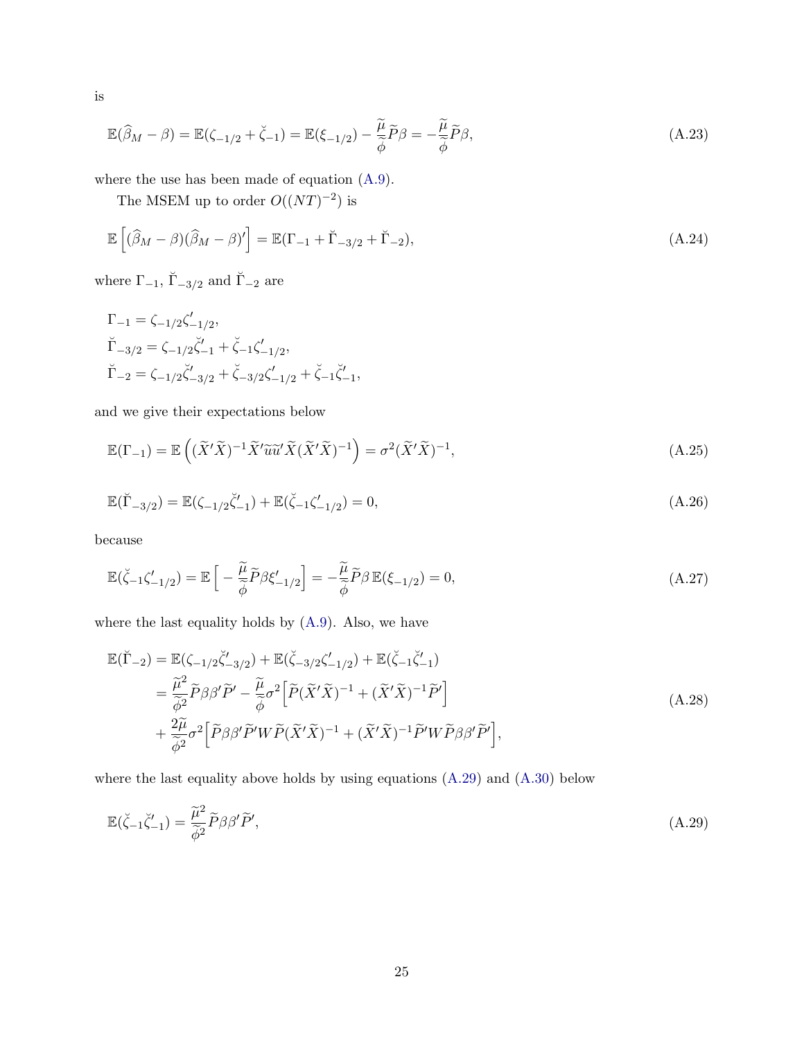is

$$
\mathbb{E}(\widehat{\beta}_M - \beta) = \mathbb{E}(\zeta_{-1/2} + \breve{\zeta}_{-1}) = \mathbb{E}(\xi_{-1/2}) - \frac{\widetilde{\mu}}{\widetilde{\phi}}\widetilde{P}\beta = -\frac{\widetilde{\mu}}{\widetilde{\phi}}\widetilde{P}\beta, \tag{A.23}
$$

where the use has been made of equation (A.9).

The MSEM up to order $O((NT)^{-2})$ is

$$
\mathbb{E}\left[(\widehat{\beta}_M - \beta)(\widehat{\beta}_M - \beta)'\right] = \mathbb{E}(\Gamma_{-1} + \breve{\Gamma}_{-3/2} + \breve{\Gamma}_{-2}), \tag{A.24}
$$

where $\Gamma_{-1}$, $\breve{\Gamma}_{-3/2}$ and $\breve{\Gamma}_{-2}$ are

$$
\begin{aligned}
\Gamma_{-1} &= \zeta_{-1/2}\zeta'_{-1/2}, \\
\breve{\Gamma}_{-3/2} &= \zeta_{-1/2}\breve{\zeta}'_{-1} + \breve{\zeta}_{-1}\zeta'_{-1/2}, \\
\breve{\Gamma}_{-2} &= \zeta_{-1/2}\breve{\zeta}'_{-3/2} + \breve{\zeta}_{-3/2}\zeta'_{-1/2} + \breve{\zeta}_{-1}\breve{\zeta}'_{-1},
\end{aligned}
$$

and we give their expectations below

$$
\mathbb{E}(\Gamma_{-1}) = \mathbb{E}\left((\widetilde{X}'\widetilde{X})^{-1}\widetilde{X}'\widetilde{u}\widetilde{u}'\widetilde{X}(\widetilde{X}'\widetilde{X})^{-1}\right) = \sigma^2(\widetilde{X}'\widetilde{X})^{-1}, \tag{A.25}
$$

$$
\mathbb{E}(\breve{\Gamma}_{-3/2}) = \mathbb{E}(\zeta_{-1/2}\breve{\zeta}'_{-1}) + \mathbb{E}(\breve{\zeta}_{-1}\zeta'_{-1/2}) = 0, \tag{A.26}
$$

because

$$
\mathbb{E}(\breve{\zeta}_{-1}\zeta'_{-1/2}) = \mathbb{E}\Big[-\frac{\widetilde{\mu}}{\widetilde{\phi}}\widetilde{P}\beta\xi'_{-1/2}\Big] = -\frac{\widetilde{\mu}}{\widetilde{\phi}}\widetilde{P}\beta\,\mathbb{E}(\xi_{-1/2}) = 0, \tag{A.27}
$$

where the last equality holds by (A.9). Also, we have

$$
\begin{aligned}
\mathbb{E}(\breve{\Gamma}_{-2}) &= \mathbb{E}(\zeta_{-1/2}\breve{\zeta}'_{-3/2}) + \mathbb{E}(\breve{\zeta}_{-3/2}\zeta'_{-1/2}) + \mathbb{E}(\breve{\zeta}_{-1}\breve{\zeta}'_{-1}) \\
&= \frac{\widetilde{\mu}^2}{\widetilde{\phi}^2}\widetilde{P}\beta\beta'\widetilde{P}' - \frac{\widetilde{\mu}}{\widetilde{\phi}}\sigma^2\Big[\widetilde{P}(\widetilde{X}'\widetilde{X})^{-1} + (\widetilde{X}'\widetilde{X})^{-1}\widetilde{P}'\Big] \\
&\quad + \frac{2\widetilde{\mu}}{\widetilde{\phi}^2}\sigma^2\Big[\widetilde{P}\beta\beta'\widetilde{P}'W\widetilde{P}(\widetilde{X}'\widetilde{X})^{-1} + (\widetilde{X}'\widetilde{X})^{-1}\widetilde{P}'W\widetilde{P}\beta\beta'\widetilde{P}'\Big],
\end{aligned} \tag{A.28}
$$

where the last equality above holds by using equations (A.29) and (A.30) below

$$
\mathbb{E}(\breve{\zeta}_{-1}\breve{\zeta}'_{-1}) = \frac{\widetilde{\mu}^2}{\widetilde{\phi}^2}\widetilde{P}\beta\beta'\widetilde{P}', \tag{A.29}
$$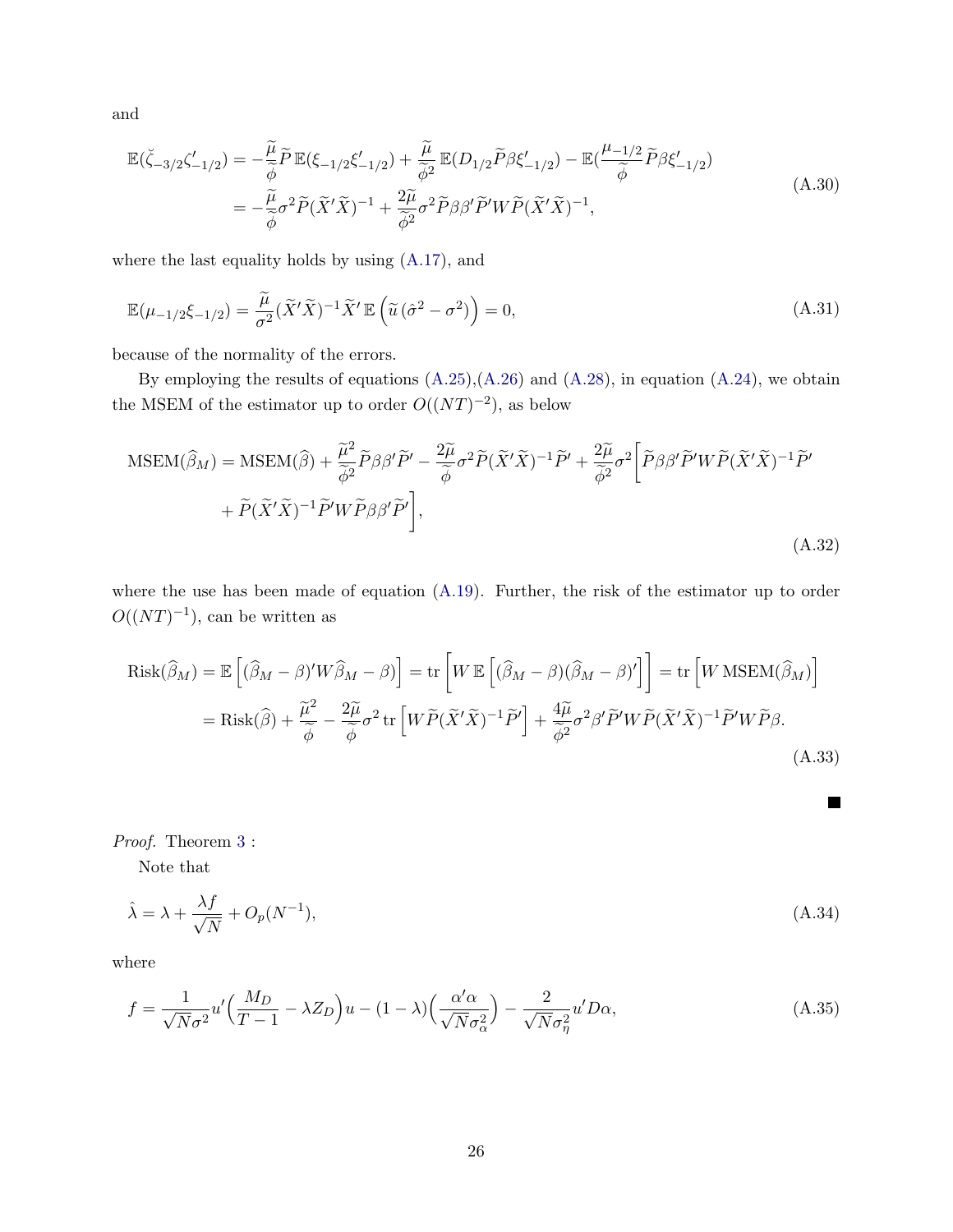and

$$
\begin{aligned}
\mathbb{E}(\breve{\zeta}_{-3/2}\zeta'_{-1/2}) &= -\frac{\widetilde{\mu}}{\widetilde{\phi}}\widetilde{P}\,\mathbb{E}(\xi_{-1/2}\xi'_{-1/2}) + \frac{\widetilde{\mu}}{\widetilde{\phi}^2}\,\mathbb{E}(D_{1/2}\widetilde{P}\beta\xi'_{-1/2}) - \mathbb{E}(\frac{\mu_{-1/2}}{\widetilde{\phi}}\widetilde{P}\beta\xi'_{-1/2}) \\
&= -\frac{\widetilde{\mu}}{\widetilde{\phi}}\sigma^2\widetilde{P}(\widetilde{X}'\widetilde{X})^{-1} + \frac{2\widetilde{\mu}}{\widetilde{\phi}^2}\sigma^2\widetilde{P}\beta\beta'\widetilde{P}'W\widetilde{P}(\widetilde{X}'\widetilde{X})^{-1},
\end{aligned}
\tag{A.30}
$$

where the last equality holds by using (A.17), and

$$
\mathbb{E}(\mu_{-1/2}\xi_{-1/2}) = \frac{\widetilde{\mu}}{\sigma^2}(\widetilde{X}'\widetilde{X})^{-1}\widetilde{X}'\,\mathbb{E}\left(\widetilde{u}\,(\hat{\sigma}^2-\sigma^2)\right) = 0,
\tag{A.31}
$$

because of the normality of the errors.

By employing the results of equations (A.25),(A.26) and (A.28), in equation (A.24), we obtain the MSEM of the estimator up to order $O((NT)^{-2})$, as below

$$
\begin{aligned}
\mathrm{MSEM}(\widehat{\beta}_M) = \mathrm{MSEM}(\widehat{\beta}) &+ \frac{\widetilde{\mu}^2}{\widetilde{\phi}^2}\widetilde{P}\beta\beta'\widetilde{P}' - \frac{2\widetilde{\mu}}{\widetilde{\phi}}\sigma^2\widetilde{P}(\widetilde{X}'\widetilde{X})^{-1}\widetilde{P}' + \frac{2\widetilde{\mu}}{\widetilde{\phi}^2}\sigma^2\Big[\widetilde{P}\beta\beta'\widetilde{P}'W\widetilde{P}(\widetilde{X}'\widetilde{X})^{-1}\widetilde{P}' \\
&+ \widetilde{P}(\widetilde{X}'\widetilde{X})^{-1}\widetilde{P}'W\widetilde{P}\beta\beta'\widetilde{P}'\Big],
\end{aligned}
\tag{A.32}
$$

where the use has been made of equation (A.19). Further, the risk of the estimator up to order $O((NT)^{-1})$, can be written as

$$
\begin{aligned}
\mathrm{Risk}(\widehat{\beta}_M) &= \mathbb{E}\left[(\widehat{\beta}_M-\beta)'W\widehat{\beta}_M-\beta)\right] = \mathrm{tr}\left[W\,\mathbb{E}\left[(\widehat{\beta}_M-\beta)(\widehat{\beta}_M-\beta)'\right]\right] = \mathrm{tr}\left[W\,\mathrm{MSEM}(\widehat{\beta}_M)\right] \\
&= \mathrm{Risk}(\widehat{\beta}) + \frac{\widetilde{\mu}^2}{\widetilde{\phi}} - \frac{2\widetilde{\mu}}{\widetilde{\phi}}\sigma^2\,\mathrm{tr}\left[W\widetilde{P}(\widetilde{X}'\widetilde{X})^{-1}\widetilde{P}'\right] + \frac{4\widetilde{\mu}}{\widetilde{\phi}^2}\sigma^2\beta'\widetilde{P}'W\widetilde{P}(\widetilde{X}'\widetilde{X})^{-1}\widetilde{P}'W\widetilde{P}\beta.
\end{aligned}
\tag{A.33}
$$

■

*Proof.* Theorem 3 :

Note that

$$
\hat{\lambda} = \lambda + \frac{\lambda f}{\sqrt{N}} + O_p(N^{-1}),
\tag{A.34}
$$

where

$$
f = \frac{1}{\sqrt{N}\sigma^2}u'\Big(\frac{M_D}{T-1} - \lambda Z_D\Big)u - (1-\lambda)\Big(\frac{\alpha'\alpha}{\sqrt{N}\sigma_\alpha^2}\Big) - \frac{2}{\sqrt{N}\sigma_\eta^2}u'D\alpha,
\tag{A.35}
$$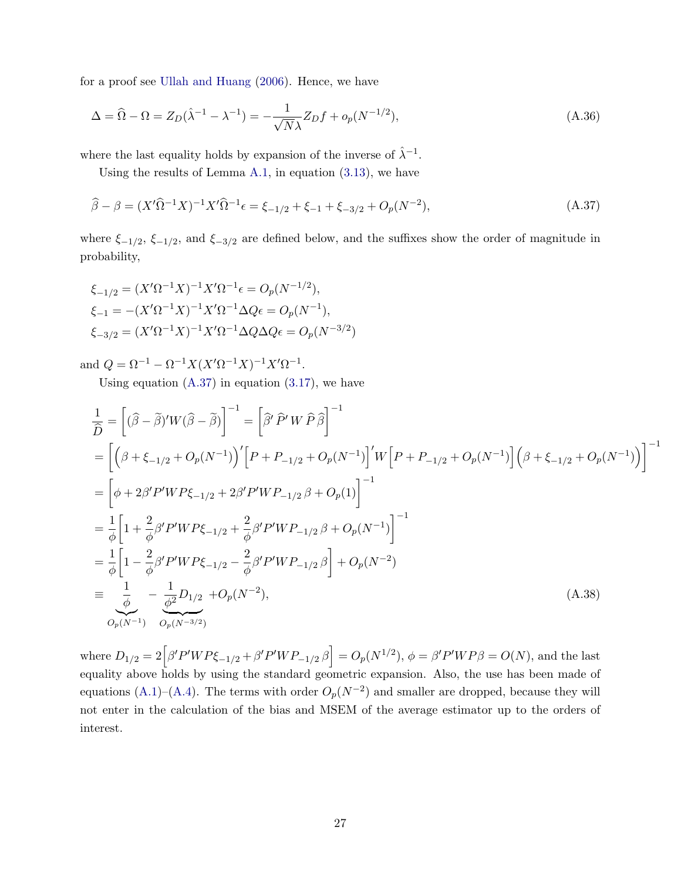for a proof see Ullah and Huang (2006). Hence, we have

$$\Delta = \widehat{\Omega} - \Omega = Z_D(\hat{\lambda}^{-1} - \lambda^{-1}) = -\frac{1}{\sqrt{N}\lambda} Z_D f + o_p(N^{-1/2}), \tag{A.36}$$

where the last equality holds by expansion of the inverse of $\hat{\lambda}^{-1}$.

Using the results of Lemma A.1, in equation (3.13), we have

$$\widehat{\beta} - \beta = (X'\widehat{\Omega}^{-1}X)^{-1}X'\widehat{\Omega}^{-1}\epsilon = \xi_{-1/2} + \xi_{-1} + \xi_{-3/2} + O_p(N^{-2}), \tag{A.37}$$

where $\xi_{-1/2}$, $\xi_{-1/2}$, and $\xi_{-3/2}$ are defined below, and the suffixes show the order of magnitude in probability,

$$\xi_{-1/2} = (X'\Omega^{-1}X)^{-1}X'\Omega^{-1}\epsilon = O_p(N^{-1/2}),$$
$$\xi_{-1} = -(X'\Omega^{-1}X)^{-1}X'\Omega^{-1}\Delta Q\epsilon = O_p(N^{-1}),$$
$$\xi_{-3/2} = (X'\Omega^{-1}X)^{-1}X'\Omega^{-1}\Delta Q\Delta Q\epsilon = O_p(N^{-3/2})$$

and $Q = \Omega^{-1} - \Omega^{-1}X(X'\Omega^{-1}X)^{-1}X'\Omega^{-1}$.

Using equation (A.37) in equation (3.17), we have

$$\begin{aligned}
\frac{1}{\widehat{D}} &= \Big[(\widehat{\beta} - \widetilde{\beta})'W(\widehat{\beta} - \widetilde{\beta})\Big]^{-1} = \Big[\widehat{\beta}'\,\widehat{P}'\,W\,\widehat{P}\,\widehat{\beta}\Big]^{-1} \\
&= \Big[\Big(\beta + \xi_{-1/2} + O_p(N^{-1})\Big)'\Big[P + P_{-1/2} + O_p(N^{-1})\Big]'W\Big[P + P_{-1/2} + O_p(N^{-1})\Big]\Big(\beta + \xi_{-1/2} + O_p(N^{-1})\Big)\Big]^{-1} \\
&= \Big[\phi + 2\beta'P'WP\xi_{-1/2} + 2\beta'P'WP_{-1/2}\,\beta + O_p(1)\Big]^{-1} \\
&= \frac{1}{\phi}\Big[1 + \frac{2}{\phi}\beta'P'WP\xi_{-1/2} + \frac{2}{\phi}\beta'P'WP_{-1/2}\,\beta + O_p(N^{-1})\Big]^{-1} \\
&= \frac{1}{\phi}\Big[1 - \frac{2}{\phi}\beta'P'WP\xi_{-1/2} - \frac{2}{\phi}\beta'P'WP_{-1/2}\,\beta\Big] + O_p(N^{-2}) \\
&\equiv \underbrace{\frac{1}{\phi}}_{O_p(N^{-1})} - \underbrace{\frac{1}{\phi^2}D_{1/2}}_{O_p(N^{-3/2})} + O_p(N^{-2}),
\end{aligned} \tag{A.38}$$

where $D_{1/2} = 2\Big[\beta'P'WP\xi_{-1/2} + \beta'P'WP_{-1/2}\,\beta\Big] = O_p(N^{1/2})$, $\phi = \beta'P'WP\beta = O(N)$, and the last equality above holds by using the standard geometric expansion. Also, the use has been made of equations (A.1)–(A.4). The terms with order $O_p(N^{-2})$ and smaller are dropped, because they will not enter in the calculation of the bias and MSEM of the average estimator up to the orders of interest.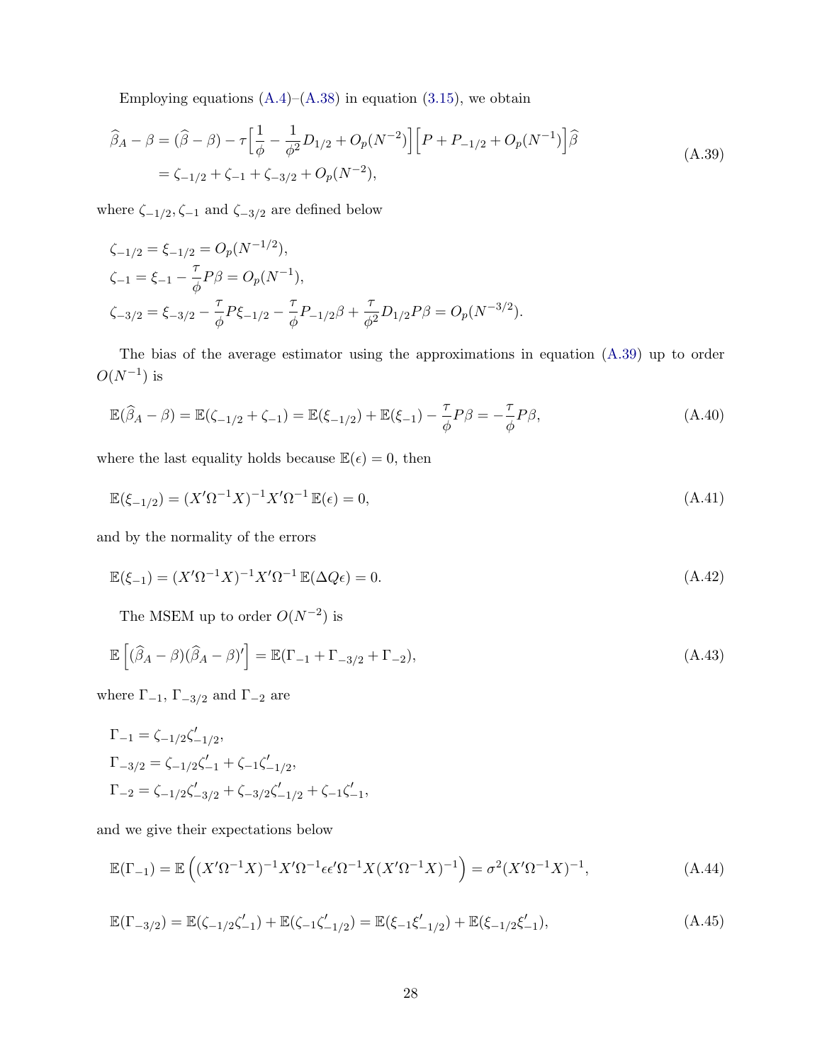Employing equations (A.4)–(A.38) in equation (3.15), we obtain

$$
\begin{aligned}
\widehat{\beta}_A - \beta &= (\widehat{\beta} - \beta) - \tau\Big[\frac{1}{\phi} - \frac{1}{\phi^2}D_{1/2} + O_p(N^{-2})\Big]\Big[P + P_{-1/2} + O_p(N^{-1})\Big]\widehat{\beta} \\
&= \zeta_{-1/2} + \zeta_{-1} + \zeta_{-3/2} + O_p(N^{-2}),
\end{aligned}
\tag{A.39}
$$

where $\zeta_{-1/2}, \zeta_{-1}$ and $\zeta_{-3/2}$ are defined below

$$
\begin{aligned}
&\zeta_{-1/2} = \xi_{-1/2} = O_p(N^{-1/2}), \\
&\zeta_{-1} = \xi_{-1} - \frac{\tau}{\phi}P\beta = O_p(N^{-1}), \\
&\zeta_{-3/2} = \xi_{-3/2} - \frac{\tau}{\phi}P\xi_{-1/2} - \frac{\tau}{\phi}P_{-1/2}\beta + \frac{\tau}{\phi^2}D_{1/2}P\beta = O_p(N^{-3/2}).
\end{aligned}
$$

The bias of the average estimator using the approximations in equation (A.39) up to order $O(N^{-1})$ is

$$
\mathbb{E}(\widehat{\beta}_A - \beta) = \mathbb{E}(\zeta_{-1/2} + \zeta_{-1}) = \mathbb{E}(\xi_{-1/2}) + \mathbb{E}(\xi_{-1}) - \frac{\tau}{\phi}P\beta = -\frac{\tau}{\phi}P\beta, \tag{A.40}
$$

where the last equality holds because $\mathbb{E}(\epsilon) = 0$, then

$$
\mathbb{E}(\xi_{-1/2}) = (X'\Omega^{-1}X)^{-1}X'\Omega^{-1}\,\mathbb{E}(\epsilon) = 0, \tag{A.41}
$$

and by the normality of the errors

$$
\mathbb{E}(\xi_{-1}) = (X'\Omega^{-1}X)^{-1}X'\Omega^{-1}\,\mathbb{E}(\Delta Q\epsilon) = 0. \tag{A.42}
$$

The MSEM up to order $O(N^{-2})$ is

$$
\mathbb{E}\left[(\widehat{\beta}_A - \beta)(\widehat{\beta}_A - \beta)'\right] = \mathbb{E}(\Gamma_{-1} + \Gamma_{-3/2} + \Gamma_{-2}), \tag{A.43}
$$

where $\Gamma_{-1}$, $\Gamma_{-3/2}$ and $\Gamma_{-2}$ are

$$
\begin{aligned}
&\Gamma_{-1} = \zeta_{-1/2}\zeta_{-1/2}', \\
&\Gamma_{-3/2} = \zeta_{-1/2}\zeta_{-1}' + \zeta_{-1}\zeta_{-1/2}', \\
&\Gamma_{-2} = \zeta_{-1/2}\zeta_{-3/2}' + \zeta_{-3/2}\zeta_{-1/2}' + \zeta_{-1}\zeta_{-1}',
\end{aligned}
$$

and we give their expectations below

$$
\mathbb{E}(\Gamma_{-1}) = \mathbb{E}\left((X'\Omega^{-1}X)^{-1}X'\Omega^{-1}\epsilon\epsilon'\Omega^{-1}X(X'\Omega^{-1}X)^{-1}\right) = \sigma^2(X'\Omega^{-1}X)^{-1}, \tag{A.44}
$$

$$
\mathbb{E}(\Gamma_{-3/2}) = \mathbb{E}(\zeta_{-1/2}\zeta_{-1}') + \mathbb{E}(\zeta_{-1}\zeta_{-1/2}') = \mathbb{E}(\xi_{-1}\xi_{-1/2}') + \mathbb{E}(\xi_{-1/2}\xi_{-1}'), \tag{A.45}
$$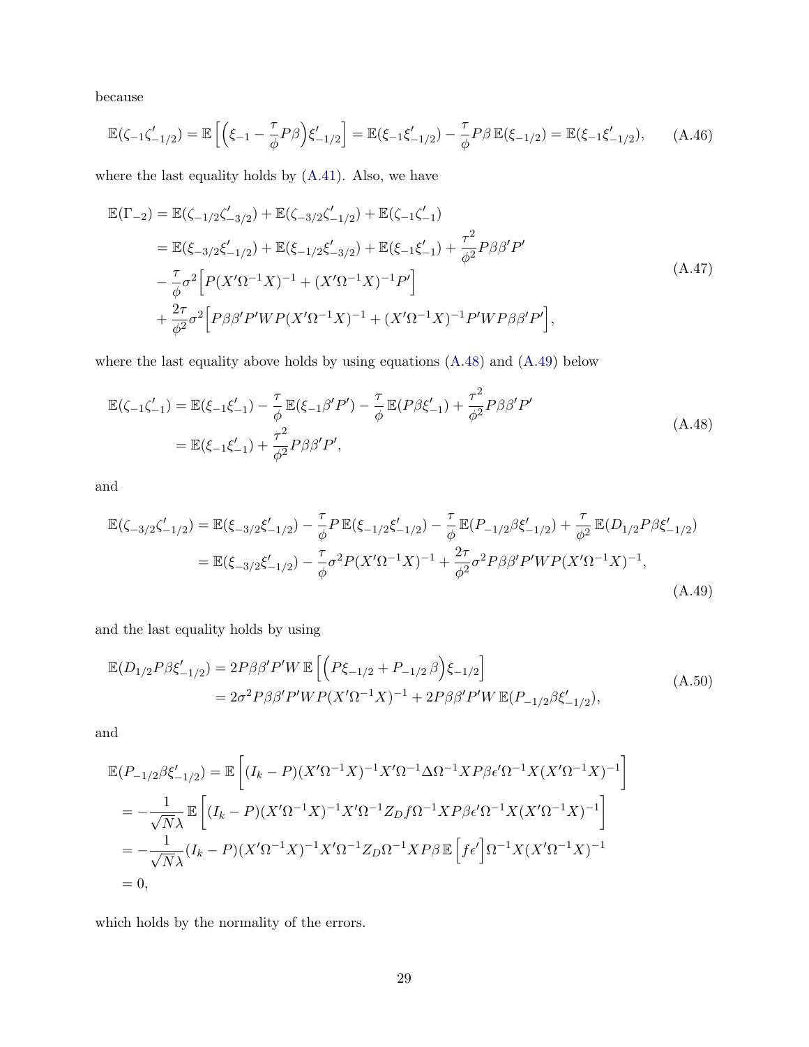because

$$\mathbb{E}(\zeta_{-1}\zeta'_{-1/2}) = \mathbb{E}\left[\left(\xi_{-1} - \frac{\tau}{\phi}P\beta\right)\xi'_{-1/2}\right] = \mathbb{E}(\xi_{-1}\xi'_{-1/2}) - \frac{\tau}{\phi}P\beta\,\mathbb{E}(\xi_{-1/2}) = \mathbb{E}(\xi_{-1}\xi'_{-1/2}), \tag{A.46}$$

where the last equality holds by (A.41). Also, we have

$$\begin{aligned}
\mathbb{E}(\Gamma_{-2}) &= \mathbb{E}(\zeta_{-1/2}\zeta'_{-3/2}) + \mathbb{E}(\zeta_{-3/2}\zeta'_{-1/2}) + \mathbb{E}(\zeta_{-1}\zeta'_{-1}) \\
&= \mathbb{E}(\xi_{-3/2}\xi'_{-1/2}) + \mathbb{E}(\xi_{-1/2}\xi'_{-3/2}) + \mathbb{E}(\xi_{-1}\xi'_{-1}) + \frac{\tau^2}{\phi^2}P\beta\beta'P' \\
&\quad - \frac{\tau}{\phi}\sigma^2\Big[P(X'\Omega^{-1}X)^{-1} + (X'\Omega^{-1}X)^{-1}P'\Big] \\
&\quad + \frac{2\tau}{\phi^2}\sigma^2\Big[P\beta\beta'P'WP(X'\Omega^{-1}X)^{-1} + (X'\Omega^{-1}X)^{-1}P'WP\beta\beta'P'\Big],
\end{aligned} \tag{A.47}$$

where the last equality above holds by using equations (A.48) and (A.49) below

$$\begin{aligned}
\mathbb{E}(\zeta_{-1}\zeta'_{-1}) &= \mathbb{E}(\xi_{-1}\xi'_{-1}) - \frac{\tau}{\phi}\,\mathbb{E}(\xi_{-1}\beta'P') - \frac{\tau}{\phi}\,\mathbb{E}(P\beta\xi'_{-1}) + \frac{\tau^2}{\phi^2}P\beta\beta'P' \\
&= \mathbb{E}(\xi_{-1}\xi'_{-1}) + \frac{\tau^2}{\phi^2}P\beta\beta'P',
\end{aligned} \tag{A.48}$$

and

$$\begin{aligned}
\mathbb{E}(\zeta_{-3/2}\zeta'_{-1/2}) &= \mathbb{E}(\xi_{-3/2}\xi'_{-1/2}) - \frac{\tau}{\phi}P\,\mathbb{E}(\xi_{-1/2}\xi'_{-1/2}) - \frac{\tau}{\phi}\,\mathbb{E}(P_{-1/2}\beta\xi'_{-1/2}) + \frac{\tau}{\phi^2}\,\mathbb{E}(D_{1/2}P\beta\xi'_{-1/2}) \\
&= \mathbb{E}(\xi_{-3/2}\xi'_{-1/2}) - \frac{\tau}{\phi}\sigma^2 P(X'\Omega^{-1}X)^{-1} + \frac{2\tau}{\phi^2}\sigma^2 P\beta\beta'P'WP(X'\Omega^{-1}X)^{-1},
\end{aligned} \tag{A.49}$$

and the last equality holds by using

$$\begin{aligned}
\mathbb{E}(D_{1/2}P\beta\xi'_{-1/2}) &= 2P\beta\beta'P'W\,\mathbb{E}\left[\left(P\xi_{-1/2} + P_{-1/2}\,\beta\right)\xi_{-1/2}\right] \\
&= 2\sigma^2 P\beta\beta'P'WP(X'\Omega^{-1}X)^{-1} + 2P\beta\beta'P'W\,\mathbb{E}(P_{-1/2}\beta\xi'_{-1/2}),
\end{aligned} \tag{A.50}$$

and

$$\begin{aligned}
\mathbb{E}(P_{-1/2}\beta\xi'_{-1/2}) &= \mathbb{E}\left[(I_k - P)(X'\Omega^{-1}X)^{-1}X'\Omega^{-1}\Delta\Omega^{-1}XP\beta\epsilon'\Omega^{-1}X(X'\Omega^{-1}X)^{-1}\right] \\
&= -\frac{1}{\sqrt{N}\lambda}\,\mathbb{E}\left[(I_k - P)(X'\Omega^{-1}X)^{-1}X'\Omega^{-1}Z_D f\Omega^{-1}XP\beta\epsilon'\Omega^{-1}X(X'\Omega^{-1}X)^{-1}\right] \\
&= -\frac{1}{\sqrt{N}\lambda}(I_k - P)(X'\Omega^{-1}X)^{-1}X'\Omega^{-1}Z_D\Omega^{-1}XP\beta\,\mathbb{E}\left[f\epsilon'\right]\Omega^{-1}X(X'\Omega^{-1}X)^{-1} \\
&= 0,
\end{aligned}$$

which holds by the normality of the errors.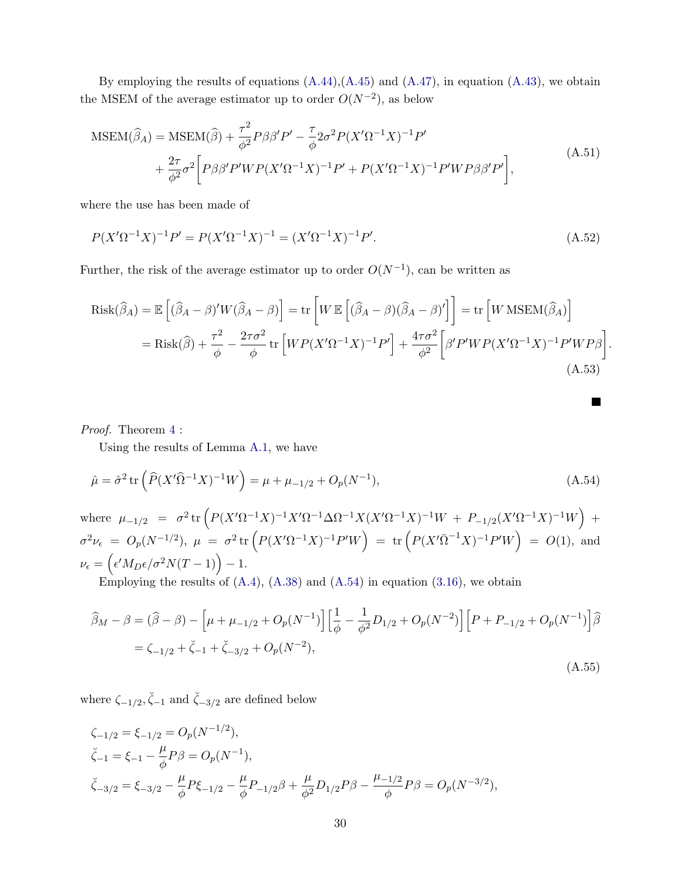By employing the results of equations (A.44),(A.45) and (A.47), in equation (A.43), we obtain the MSEM of the average estimator up to order $O(N^{-2})$, as below

$$
\begin{aligned}
\text{MSEM}(\widehat{\beta}_A) = \text{MSEM}(\widehat{\beta}) &+ \frac{\tau^2}{\phi^2} P\beta\beta' P' - \frac{\tau}{\phi} 2\sigma^2 P(X'\Omega^{-1}X)^{-1}P' \\
&+ \frac{2\tau}{\phi^2}\sigma^2\Big[P\beta\beta' P' W P(X'\Omega^{-1}X)^{-1}P' + P(X'\Omega^{-1}X)^{-1}P' W P\beta\beta' P'\Big],
\end{aligned} \tag{A.51}
$$

where the use has been made of

$$
P(X'\Omega^{-1}X)^{-1}P' = P(X'\Omega^{-1}X)^{-1} = (X'\Omega^{-1}X)^{-1}P'. \tag{A.52}
$$

Further, the risk of the average estimator up to order $O(N^{-1})$, can be written as

$$
\begin{aligned}
\text{Risk}(\widehat{\beta}_A) &= \mathbb{E}\left[(\widehat{\beta}_A - \beta)' W (\widehat{\beta}_A - \beta)\right] = \text{tr}\left[W\,\mathbb{E}\left[(\widehat{\beta}_A - \beta)(\widehat{\beta}_A - \beta)'\right]\right] = \text{tr}\left[W\,\text{MSEM}(\widehat{\beta}_A)\right] \\
&= \text{Risk}(\widehat{\beta}) + \frac{\tau^2}{\phi} - \frac{2\tau\sigma^2}{\phi}\text{tr}\left[WP(X'\Omega^{-1}X)^{-1}P'\right] + \frac{4\tau\sigma^2}{\phi^2}\left[\beta' P' W P (X'\Omega^{-1}X)^{-1}P' W P\beta\right].
\end{aligned} \tag{A.53}
$$

■

*Proof.* Theorem 4 :

Using the results of Lemma A.1, we have

$$
\hat{\mu} = \hat{\sigma}^2\,\text{tr}\left(\widehat{P}(X'\widehat{\Omega}^{-1}X)^{-1}W\right) = \mu + \mu_{-1/2} + O_p(N^{-1}), \tag{A.54}
$$

where $\mu_{-1/2} = \sigma^2\,\text{tr}\left(P(X'\Omega^{-1}X)^{-1}X'\Omega^{-1}\Delta\Omega^{-1}X(X'\Omega^{-1}X)^{-1}W + P_{-1/2}(X'\Omega^{-1}X)^{-1}W\right) + \sigma^2\nu_\epsilon = O_p(N^{-1/2})$, $\mu = \sigma^2\,\text{tr}\left(P(X'\Omega^{-1}X)^{-1}P'W\right) = \text{tr}\left(P(X'\bar{\Omega}^{-1}X)^{-1}P'W\right) = O(1)$, and $\nu_\epsilon = \left(\epsilon' M_D \epsilon/\sigma^2 N(T-1)\right) - 1$.

Employing the results of (A.4), (A.38) and (A.54) in equation (3.16), we obtain

$$
\begin{aligned}
\widehat{\beta}_M - \beta &= (\widehat{\beta} - \beta) - \left[\mu + \mu_{-1/2} + O_p(N^{-1})\right]\left[\frac{1}{\phi} - \frac{1}{\phi^2}D_{1/2} + O_p(N^{-2})\right]\left[P + P_{-1/2} + O_p(N^{-1})\right]\widehat{\beta} \\
&= \zeta_{-1/2} + \breve{\zeta}_{-1} + \breve{\zeta}_{-3/2} + O_p(N^{-2}),
\end{aligned} \tag{A.55}
$$

where $\zeta_{-1/2}, \breve{\zeta}_{-1}$ and $\breve{\zeta}_{-3/2}$ are defined below

$$
\begin{aligned}
&\zeta_{-1/2} = \xi_{-1/2} = O_p(N^{-1/2}), \\
&\breve{\zeta}_{-1} = \xi_{-1} - \frac{\mu}{\phi}P\beta = O_p(N^{-1}), \\
&\breve{\zeta}_{-3/2} = \xi_{-3/2} - \frac{\mu}{\phi}P\xi_{-1/2} - \frac{\mu}{\phi}P_{-1/2}\beta + \frac{\mu}{\phi^2}D_{1/2}P\beta - \frac{\mu_{-1/2}}{\phi}P\beta = O_p(N^{-3/2}),
\end{aligned}
$$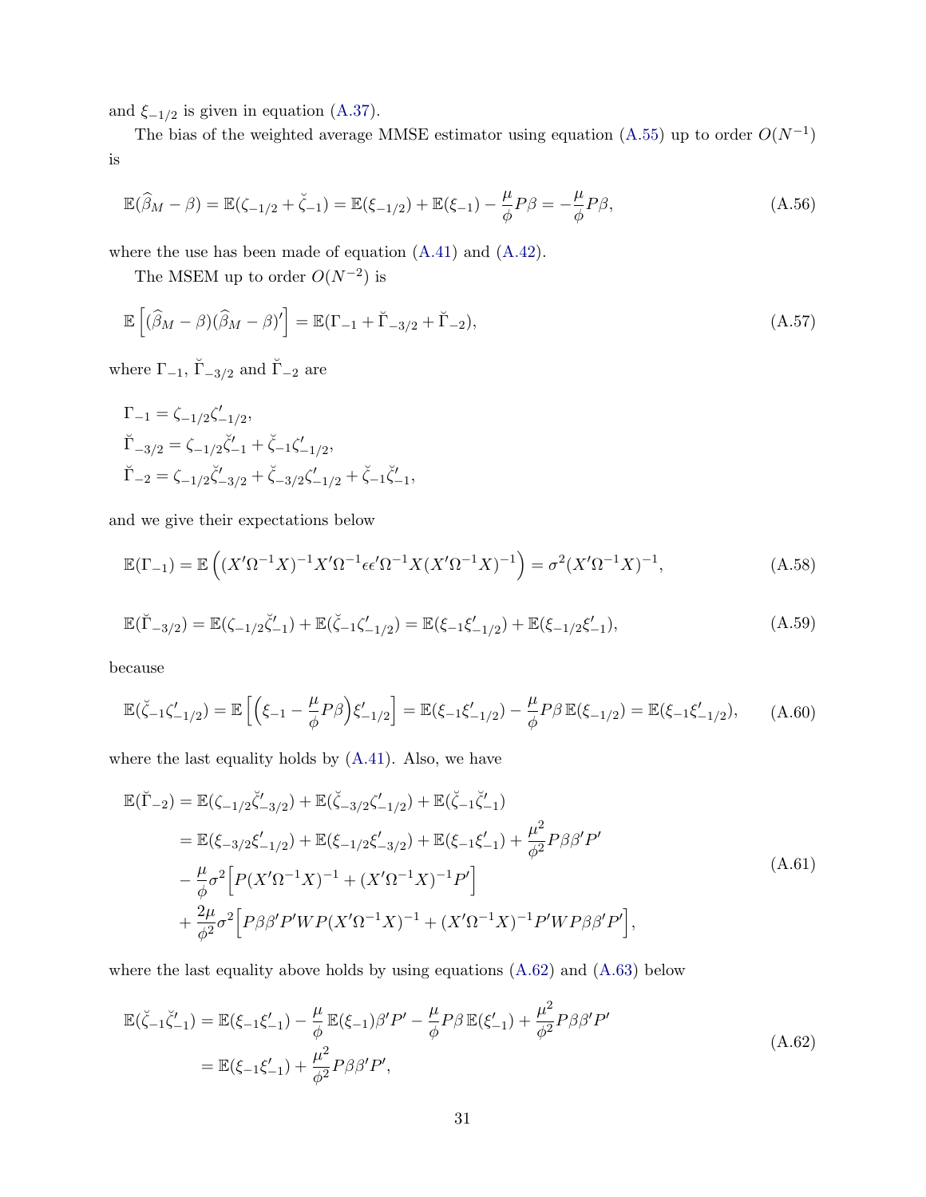and $\xi_{-1/2}$ is given in equation (A.37).

The bias of the weighted average MMSE estimator using equation (A.55) up to order $O(N^{-1})$ is

$$\mathbb{E}(\widehat{\beta}_M - \beta) = \mathbb{E}(\zeta_{-1/2} + \breve{\zeta}_{-1}) = \mathbb{E}(\xi_{-1/2}) + \mathbb{E}(\xi_{-1}) - \frac{\mu}{\phi}P\beta = -\frac{\mu}{\phi}P\beta, \tag{A.56}$$

where the use has been made of equation (A.41) and (A.42).

The MSEM up to order $O(N^{-2})$ is

$$\mathbb{E}\left[(\widehat{\beta}_M - \beta)(\widehat{\beta}_M - \beta)'\right] = \mathbb{E}(\Gamma_{-1} + \breve{\Gamma}_{-3/2} + \breve{\Gamma}_{-2}), \tag{A.57}$$

where $\Gamma_{-1}$, $\breve{\Gamma}_{-3/2}$ and $\breve{\Gamma}_{-2}$ are

$$\begin{aligned}
&\Gamma_{-1} = \zeta_{-1/2}\zeta'_{-1/2},\\
&\breve{\Gamma}_{-3/2} = \zeta_{-1/2}\breve{\zeta}'_{-1} + \breve{\zeta}_{-1}\zeta'_{-1/2},\\
&\breve{\Gamma}_{-2} = \zeta_{-1/2}\breve{\zeta}'_{-3/2} + \breve{\zeta}_{-3/2}\zeta'_{-1/2} + \breve{\zeta}_{-1}\breve{\zeta}'_{-1},
\end{aligned}$$

and we give their expectations below

$$\mathbb{E}(\Gamma_{-1}) = \mathbb{E}\left((X'\Omega^{-1}X)^{-1}X'\Omega^{-1}\epsilon\epsilon'\Omega^{-1}X(X'\Omega^{-1}X)^{-1}\right) = \sigma^2(X'\Omega^{-1}X)^{-1}, \tag{A.58}$$

$$\mathbb{E}(\breve{\Gamma}_{-3/2}) = \mathbb{E}(\zeta_{-1/2}\breve{\zeta}'_{-1}) + \mathbb{E}(\breve{\zeta}_{-1}\zeta'_{-1/2}) = \mathbb{E}(\xi_{-1}\xi'_{-1/2}) + \mathbb{E}(\xi_{-1/2}\xi'_{-1}), \tag{A.59}$$

because

$$\mathbb{E}(\breve{\zeta}_{-1}\zeta'_{-1/2}) = \mathbb{E}\left[\Big(\xi_{-1} - \frac{\mu}{\phi}P\beta\Big)\xi'_{-1/2}\right] = \mathbb{E}(\xi_{-1}\xi'_{-1/2}) - \frac{\mu}{\phi}P\beta\,\mathbb{E}(\xi_{-1/2}) = \mathbb{E}(\xi_{-1}\xi'_{-1/2}), \tag{A.60}$$

where the last equality holds by (A.41). Also, we have

$$\begin{aligned}
\mathbb{E}(\breve{\Gamma}_{-2}) &= \mathbb{E}(\zeta_{-1/2}\breve{\zeta}'_{-3/2}) + \mathbb{E}(\breve{\zeta}_{-3/2}\zeta'_{-1/2}) + \mathbb{E}(\breve{\zeta}_{-1}\breve{\zeta}'_{-1})\\
&= \mathbb{E}(\xi_{-3/2}\xi'_{-1/2}) + \mathbb{E}(\xi_{-1/2}\xi'_{-3/2}) + \mathbb{E}(\xi_{-1}\xi'_{-1}) + \frac{\mu^2}{\phi^2}P\beta\beta'P'\\
&- \frac{\mu}{\phi}\sigma^2\Big[P(X'\Omega^{-1}X)^{-1} + (X'\Omega^{-1}X)^{-1}P'\Big]\\
&+ \frac{2\mu}{\phi^2}\sigma^2\Big[P\beta\beta'P'WP(X'\Omega^{-1}X)^{-1} + (X'\Omega^{-1}X)^{-1}P'WP\beta\beta'P'\Big],
\end{aligned} \tag{A.61}$$

where the last equality above holds by using equations (A.62) and (A.63) below

$$\begin{aligned}
\mathbb{E}(\breve{\zeta}_{-1}\breve{\zeta}'_{-1}) &= \mathbb{E}(\xi_{-1}\xi'_{-1}) - \frac{\mu}{\phi}\,\mathbb{E}(\xi_{-1})\beta'P' - \frac{\mu}{\phi}P\beta\,\mathbb{E}(\xi'_{-1}) + \frac{\mu^2}{\phi^2}P\beta\beta'P'\\
&= \mathbb{E}(\xi_{-1}\xi'_{-1}) + \frac{\mu^2}{\phi^2}P\beta\beta'P',
\end{aligned} \tag{A.62}$$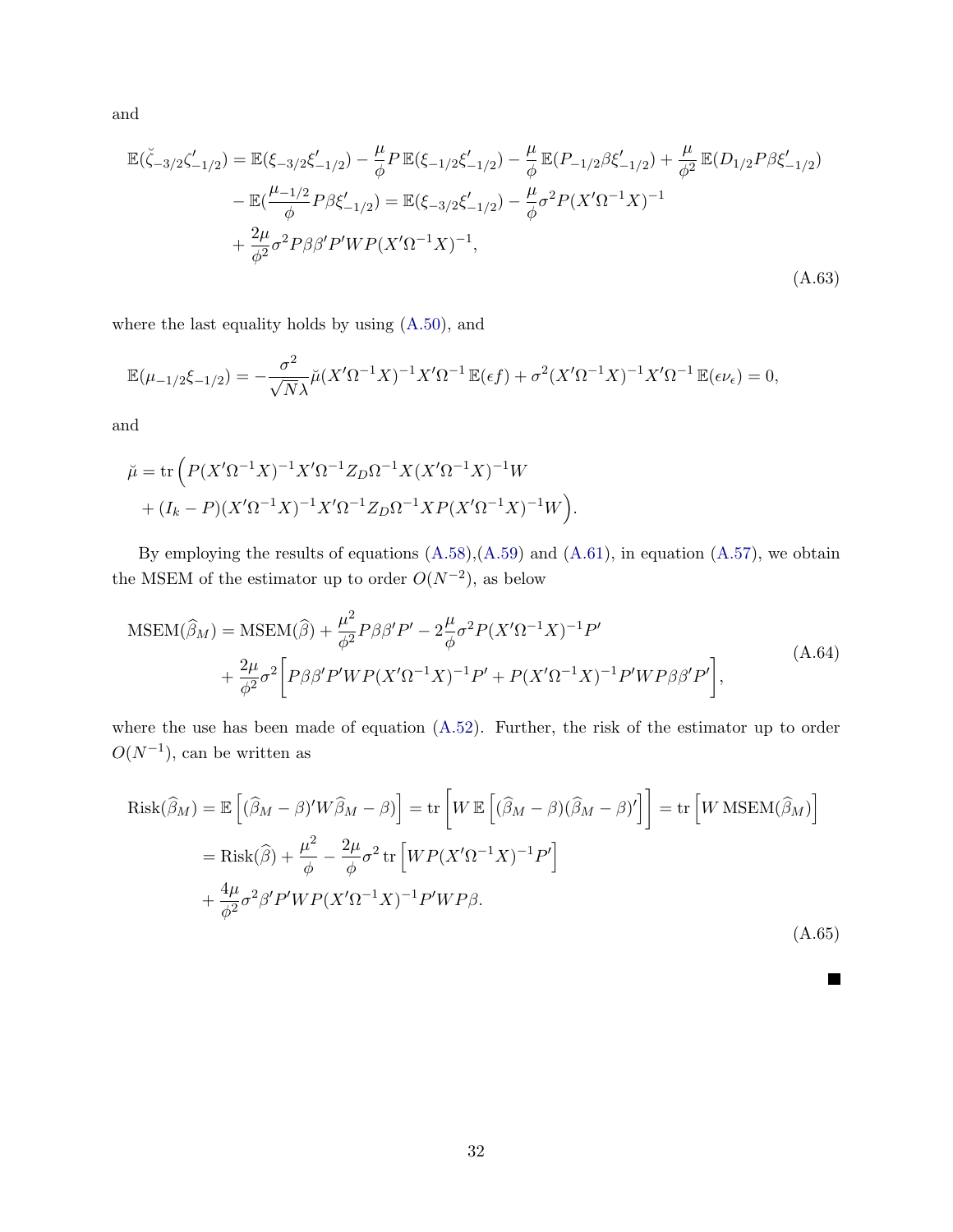and

$$
\begin{aligned}
\mathbb{E}(\breve{\zeta}_{-3/2}\zeta'_{-1/2}) &= \mathbb{E}(\xi_{-3/2}\xi'_{-1/2}) - \frac{\mu}{\phi}P\,\mathbb{E}(\xi_{-1/2}\xi'_{-1/2}) - \frac{\mu}{\phi}\,\mathbb{E}(P_{-1/2}\beta\xi'_{-1/2}) + \frac{\mu}{\phi^2}\,\mathbb{E}(D_{1/2}P\beta\xi'_{-1/2}) \\
&\quad - \mathbb{E}(\frac{\mu_{-1/2}}{\phi}P\beta\xi'_{-1/2}) = \mathbb{E}(\xi_{-3/2}\xi'_{-1/2}) - \frac{\mu}{\phi}\sigma^2 P(X'\Omega^{-1}X)^{-1} \\
&\quad + \frac{2\mu}{\phi^2}\sigma^2 P\beta\beta' P' W P(X'\Omega^{-1}X)^{-1},
\end{aligned}
\tag{A.63}
$$

where the last equality holds by using (A.50), and

$$
\mathbb{E}(\mu_{-1/2}\xi_{-1/2}) = -\frac{\sigma^2}{\sqrt{N}\lambda}\breve{\mu}(X'\Omega^{-1}X)^{-1}X'\Omega^{-1}\,\mathbb{E}(\epsilon f) + \sigma^2(X'\Omega^{-1}X)^{-1}X'\Omega^{-1}\,\mathbb{E}(\epsilon\nu_\epsilon) = 0,
$$

and

$$
\begin{aligned}
\breve{\mu} = \operatorname{tr}\Big(&P(X'\Omega^{-1}X)^{-1}X'\Omega^{-1}Z_D\Omega^{-1}X(X'\Omega^{-1}X)^{-1}W \\
&+ (I_k - P)(X'\Omega^{-1}X)^{-1}X'\Omega^{-1}Z_D\Omega^{-1}XP(X'\Omega^{-1}X)^{-1}W\Big).
\end{aligned}
$$

By employing the results of equations (A.58),(A.59) and (A.61), in equation (A.57), we obtain the MSEM of the estimator up to order $O(N^{-2})$, as below

$$
\begin{aligned}
\operatorname{MSEM}(\widehat{\beta}_M) &= \operatorname{MSEM}(\widehat{\beta}) + \frac{\mu^2}{\phi^2}P\beta\beta'P' - 2\frac{\mu}{\phi}\sigma^2 P(X'\Omega^{-1}X)^{-1}P' \\
&\quad + \frac{2\mu}{\phi^2}\sigma^2\Big[P\beta\beta'P'WP(X'\Omega^{-1}X)^{-1}P' + P(X'\Omega^{-1}X)^{-1}P'WP\beta\beta'P'\Big],
\end{aligned}
\tag{A.64}
$$

where the use has been made of equation (A.52). Further, the risk of the estimator up to order $O(N^{-1})$, can be written as

$$
\begin{aligned}
\operatorname{Risk}(\widehat{\beta}_M) &= \mathbb{E}\Big[(\widehat{\beta}_M - \beta)'W\widehat{\beta}_M - \beta)\Big] = \operatorname{tr}\Big[W\,\mathbb{E}\Big[(\widehat{\beta}_M - \beta)(\widehat{\beta}_M - \beta)'\Big]\Big] = \operatorname{tr}\Big[W\operatorname{MSEM}(\widehat{\beta}_M)\Big] \\
&= \operatorname{Risk}(\widehat{\beta}) + \frac{\mu^2}{\phi} - \frac{2\mu}{\phi}\sigma^2\operatorname{tr}\Big[WP(X'\Omega^{-1}X)^{-1}P'\Big] \\
&\quad + \frac{4\mu}{\phi^2}\sigma^2\beta'P'WP(X'\Omega^{-1}X)^{-1}P'WP\beta.
\end{aligned}
\tag{A.65}
$$

■